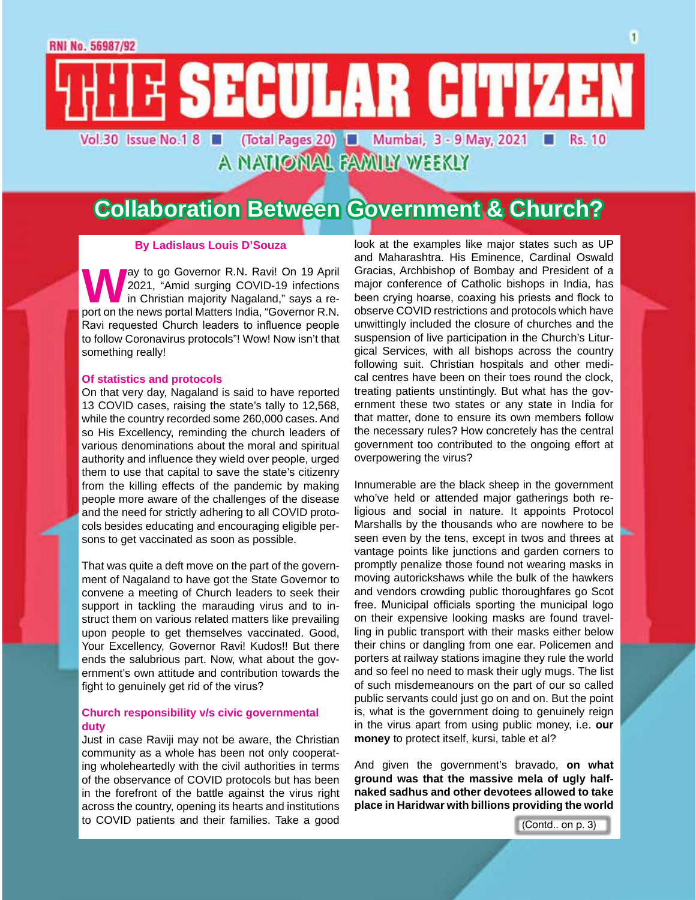RNI No. 56987/92

# THE SECULAR CITIZEN

Vol.30 Issue No.1 8 ■ (Total Pages 20) ■ Mumbai, 3 - 9 May, 2021 ■ Rs. 10

A NATIONAL FAMILY WEEKLY

## Collaboration Between Government & Church?

**By Ladislaus Louis D'Souza**

Way to go Governor R.N. Ravi! On 19 April 2021, "Amid surging COVID-19 infections in Christian majority Nagaland," says a report on the news portal Matters India, "Governor R.N. Ravi requested Church leaders to influence people to follow Coronavirus protocols"! Wow! Now isn't that something really!

### Of statistics and protocols

On that very day, Nagaland is said to have reported 13 COVID cases, raising the state's tally to 12,568, while the country recorded some 260,000 cases. And so His Excellency, reminding the church leaders of various denominations about the moral and spiritual authority and influence they wield over people, urged them to use that capital to save the state's citizenry from the killing effects of the pandemic by making people more aware of the challenges of the disease and the need for strictly adhering to all COVID protocols besides educating and encouraging eligible persons to get vaccinated as soon as possible.

That was quite a deft move on the part of the government of Nagaland to have got the State Governor to convene a meeting of Church leaders to seek their support in tackling the marauding virus and to instruct them on various related matters like prevailing upon people to get themselves vaccinated. Good, Your Excellency, Governor Ravi! Kudos!! But there ends the salubrious part. Now, what about the government's own attitude and contribution towards the fight to genuinely get rid of the virus?

### Church responsibility v/s civic governmental duty

Just in case Raviji may not be aware, the Christian community as a whole has been not only cooperating wholeheartedly with the civil authorities in terms of the observance of COVID protocols but has been in the forefront of the battle against the virus right across the country, opening its hearts and institutions to COVID patients and their families. Take a good look at the examples like major states such as UP and Maharashtra. His Eminence, Cardinal Oswald Gracias, Archbishop of Bombay and President of a major conference of Catholic bishops in India, has been crying hoarse, coaxing his priests and flock to observe COVID restrictions and protocols which have unwittingly included the closure of churches and the suspension of live participation in the Church's Liturgical Services, with all bishops across the country following suit. Christian hospitals and other medical centres have been on their toes round the clock, treating patients unstintingly. But what has the government these two states or any state in India for that matter, done to ensure its own members follow the necessary rules? How concretely has the central government too contributed to the ongoing effort at overpowering the virus?

Innumerable are the black sheep in the government who've held or attended major gatherings both religious and social in nature. It appoints Protocol Marshalls by the thousands who are nowhere to be seen even by the tens, except in twos and threes at vantage points like junctions and garden corners to promptly penalize those found not wearing masks in moving autorickshaws while the bulk of the hawkers and vendors crowding public thoroughfares go Scot free. Municipal officials sporting the municipal logo on their expensive looking masks are found travelling in public transport with their masks either below their chins or dangling from one ear. Policemen and porters at railway stations imagine they rule the world and so feel no need to mask their ugly mugs. The list of such misdemeanours on the part of our so called public servants could just go on and on. But the point is, what is the government doing to genuinely reign in the virus apart from using public money, i.e. **our money** to protect itself, kursi, table et al?

And given the government's bravado, **on what ground was that the massive mela of ugly half-naked sadhus and other devotees allowed to take place in Haridwar with billions providing the world**

(Contd.. on p. 3)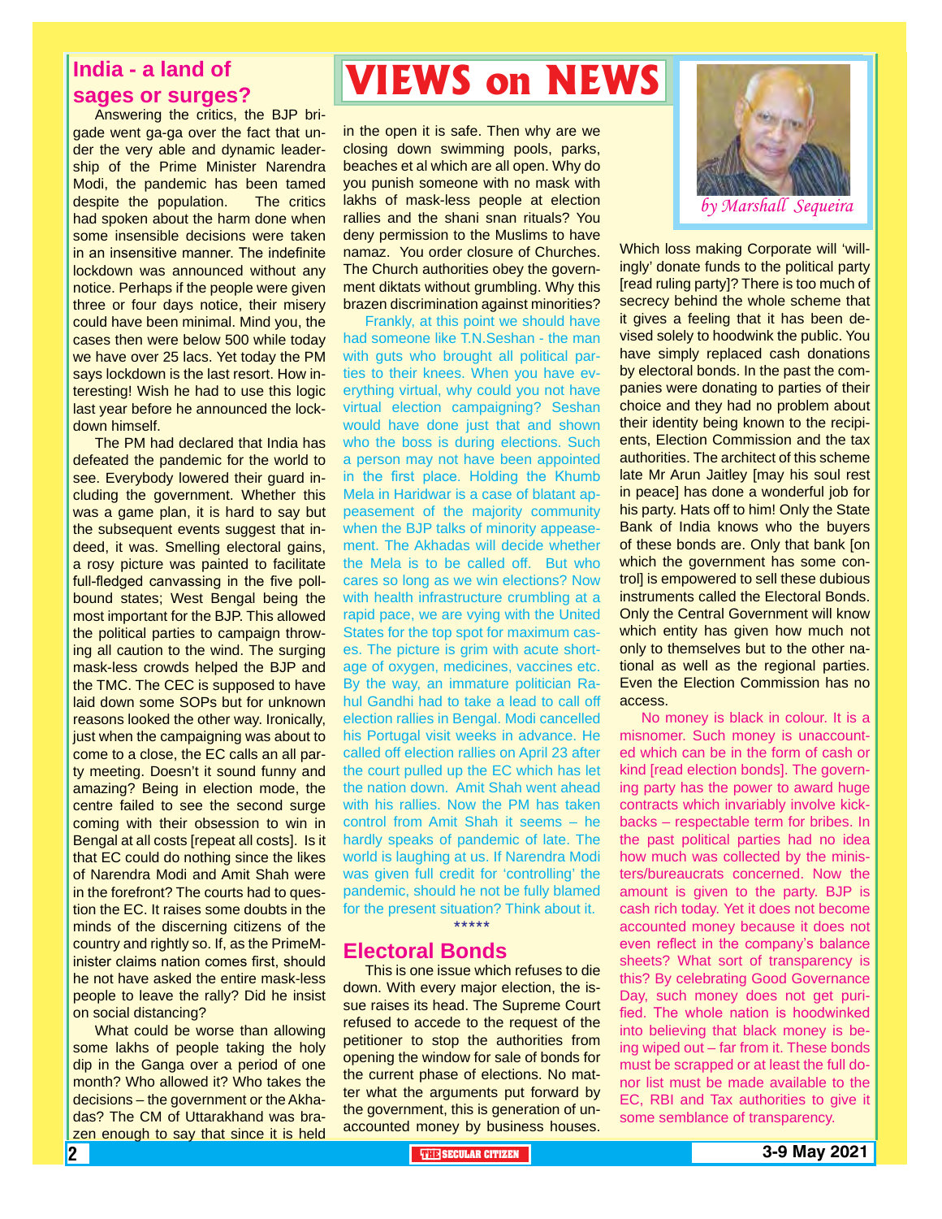# VIEWS on NEWS

*by Marshall Sequeira*

## India - a land of sages or surges?

Answering the critics, the BJP brigade went ga-ga over the fact that under the very able and dynamic leadership of the Prime Minister Narendra Modi, the pandemic has been tamed despite the population. The critics had spoken about the harm done when some insensible decisions were taken in an insensitive manner. The indefinite lockdown was announced without any notice. Perhaps if the people were given three or four days notice, their misery could have been minimal. Mind you, the cases then were below 500 while today we have over 25 lacs. Yet today the PM says lockdown is the last resort. How interesting! Wish he had to use this logic last year before he announced the lockdown himself.

The PM had declared that India has defeated the pandemic for the world to see. Everybody lowered their guard including the government. Whether this was a game plan, it is hard to say but the subsequent events suggest that indeed, it was. Smelling electoral gains, a rosy picture was painted to facilitate full-fledged canvassing in the five poll-bound states; West Bengal being the most important for the BJP. This allowed the political parties to campaign throwing all caution to the wind. The surging mask-less crowds helped the BJP and the TMC. The CEC is supposed to have laid down some SOPs but for unknown reasons looked the other way. Ironically, just when the campaigning was about to come to a close, the EC calls an all party meeting. Doesn't it sound funny and amazing? Being in election mode, the centre failed to see the second surge coming with their obsession to win in Bengal at all costs [repeat all costs]. Is it that EC could do nothing since the likes of Narendra Modi and Amit Shah were in the forefront? The courts had to question the EC. It raises some doubts in the minds of the discerning citizens of the country and rightly so. If, as the PrimeMinister claims nation comes first, should he not have asked the entire mask-less people to leave the rally? Did he insist on social distancing?

What could be worse than allowing some lakhs of people taking the holy dip in the Ganga over a period of one month? Who allowed it? Who takes the decisions – the government or the Akhadas? The CM of Uttarakhand was brazen enough to say that since it is held in the open it is safe. Then why are we closing down swimming pools, parks, beaches et al which are all open. Why do you punish someone with no mask with lakhs of mask-less people at election rallies and the shani snan rituals? You deny permission to the Muslims to have namaz. You order closure of Churches. The Church authorities obey the government diktats without grumbling. Why this brazen discrimination against minorities?

Frankly, at this point we should have had someone like T.N.Seshan - the man with guts who brought all political parties to their knees. When you have everything virtual, why could you not have virtual election campaigning? Seshan would have done just that and shown who the boss is during elections. Such a person may not have been appointed in the first place. Holding the Khumb Mela in Haridwar is a case of blatant appeasement of the majority community when the BJP talks of minority appeasement. The Akhadas will decide whether the Mela is to be called off. But who cares so long as we win elections? Now with health infrastructure crumbling at a rapid pace, we are vying with the United States for the top spot for maximum cases. The picture is grim with acute shortage of oxygen, medicines, vaccines etc. By the way, an immature politician Rahul Gandhi had to take a lead to call off election rallies in Bengal. Modi cancelled his Portugal visit weeks in advance. He called off election rallies on April 23 after the court pulled up the EC which has let the nation down. Amit Shah went ahead with his rallies. Now the PM has taken control from Amit Shah it seems – he hardly speaks of pandemic of late. The world is laughing at us. If Narendra Modi was given full credit for 'controlling' the pandemic, should he not be fully blamed for the present situation? Think about it.

*****

## Electoral Bonds

This is one issue which refuses to die down. With every major election, the issue raises its head. The Supreme Court refused to accede to the request of the petitioner to stop the authorities from opening the window for sale of bonds for the current phase of elections. No matter what the arguments put forward by the government, this is generation of unaccounted money by business houses. Which loss making Corporate will 'willingly' donate funds to the political party [read ruling party]? There is too much of secrecy behind the whole scheme that it gives a feeling that it has been devised solely to hoodwink the public. You have simply replaced cash donations by electoral bonds. In the past the companies were donating to parties of their choice and they had no problem about their identity being known to the recipients, Election Commission and the tax authorities. The architect of this scheme late Mr Arun Jaitley [may his soul rest in peace] has done a wonderful job for his party. Hats off to him! Only the State Bank of India knows who the buyers of these bonds are. Only that bank [on which the government has some control] is empowered to sell these dubious instruments called the Electoral Bonds. Only the Central Government will know which entity has given how much not only to themselves but to the other national as well as the regional parties. Even the Election Commission has no access.

No money is black in colour. It is a misnomer. Such money is unaccounted which can be in the form of cash or kind [read election bonds]. The governing party has the power to award huge contracts which invariably involve kickbacks – respectable term for bribes. In the past political parties had no idea how much was collected by the ministers/bureaucrats concerned. Now the amount is given to the party. BJP is cash rich today. Yet it does not become accounted money because it does not even reflect in the company's balance sheets? What sort of transparency is this? By celebrating Good Governance Day, such money does not get purified. The whole nation is hoodwinked into believing that black money is being wiped out – far from it. These bonds must be scrapped or at least the full donor list must be made available to the EC, RBI and Tax authorities to give it some semblance of transparency.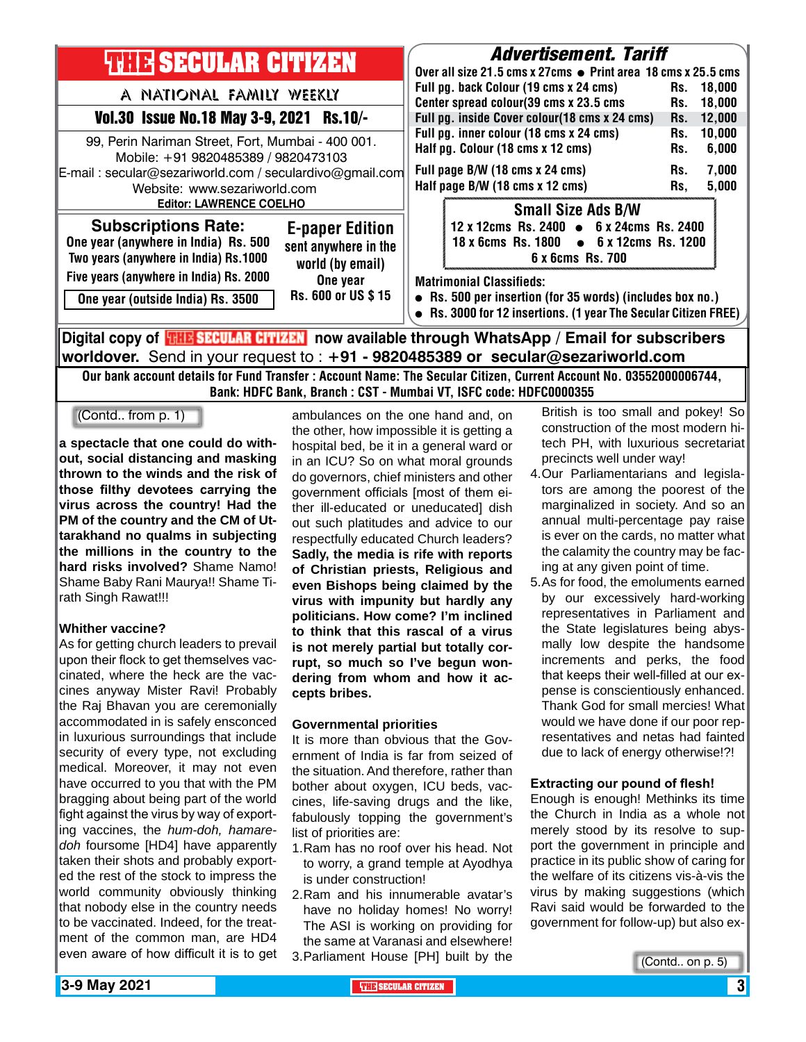# THE SECULAR CITIZEN

A NATIONAL FAMILY WEEKLY

**Vol.30 Issue No.18 May 3-9, 2021 Rs.10/-**

99, Perin Nariman Street, Fort, Mumbai - 400 001.
Mobile: +91 9820485389 / 9820473103
E-mail : secular@sezariworld.com / seculardivo@gmail.com
Website: www.sezariworld.com
**Editor: LAWRENCE COELHO**

## Advertisement. Tariff

Over all size 21.5 cms x 27cms ● Print area 18 cms x 25.5 cms

| Item | Rate |
|---|---|
| Full pg. back Colour (19 cms x 24 cms) | Rs. 18,000 |
| Center spread colour(39 cms x 23.5 cms | Rs. 18,000 |
| Full pg. inside Cover colour(18 cms x 24 cms) | Rs. 12,000 |
| Full pg. inner colour (18 cms x 24 cms) | Rs. 10,000 |
| Half pg. Colour (18 cms x 12 cms) | Rs. 6,000 |
| Full page B/W (18 cms x 24 cms) | Rs. 7,000 |
| Half page B/W (18 cms x 12 cms) | Rs, 5,000 |

**Small Size Ads B/W**

12 x 12cms Rs. 2400 ● 6 x 24cms Rs. 2400
18 x 6cms Rs. 1800 ● 6 x 12cms Rs. 1200
6 x 6cms Rs. 700

**Matrimonial Classifieds:**

- Rs. 500 per insertion (for 35 words) (includes box no.)
- Rs. 3000 for 12 insertions. (1 year The Secular Citizen FREE)

**Subscriptions Rate:**
One year (anywhere in India) Rs. 500
Two years (anywhere in India) Rs.1000
Five years (anywhere in India) Rs. 2000
One year (outside India) Rs. 3500

**E-paper Edition**
sent anywhere in the world (by email)
One year
Rs. 600 or US $ 15

**Digital copy of THE SECULAR CITIZEN now available through WhatsApp / Email for subscribers worldover.** Send in your request to : **+91 - 9820485389 or secular@sezariworld.com**

**Our bank account details for Fund Transfer : Account Name: The Secular Citizen, Current Account No. 03552000006744, Bank: HDFC Bank, Branch : CST - Mumbai VT, ISFC code: HDFC0000355**

(Contd.. from p. 1)

**a spectacle that one could do without, social distancing and masking thrown to the winds and the risk of those filthy devotees carrying the virus across the country! Had the PM of the country and the CM of Uttarakhand no qualms in subjecting the millions in the country to the hard risks involved?** Shame Namo! Shame Baby Rani Maurya!! Shame Tirath Singh Rawat!!!

### Whither vaccine?

As for getting church leaders to prevail upon their flock to get themselves vaccinated, where the heck are the vaccines anyway Mister Ravi! Probably the Raj Bhavan you are ceremonially accommodated in is safely ensconced in luxurious surroundings that include security of every type, not excluding medical. Moreover, it may not even have occurred to you that with the PM bragging about being part of the world fight against the virus by way of exporting vaccines, the *hum-doh, hamare-doh* foursome [HD4] have apparently taken their shots and probably exported the rest of the stock to impress the world community obviously thinking that nobody else in the country needs to be vaccinated. Indeed, for the treatment of the common man, are HD4 even aware of how difficult it is to get ambulances on the one hand and, on the other, how impossible it is getting a hospital bed, be it in a general ward or in an ICU? So on what moral grounds do governors, chief ministers and other government officials [most of them either ill-educated or uneducated] dish out such platitudes and advice to our respectfully educated Church leaders? **Sadly, the media is rife with reports of Christian priests, Religious and even Bishops being claimed by the virus with impunity but hardly any politicians. How come? I'm inclined to think that this rascal of a virus is not merely partial but totally corrupt, so much so I've begun wondering from whom and how it accepts bribes.**

### Governmental priorities

It is more than obvious that the Government of India is far from seized of the situation. And therefore, rather than bother about oxygen, ICU beds, vaccines, life-saving drugs and the like, fabulously topping the government's list of priorities are:

1. Ram has no roof over his head. Not to worry, a grand temple at Ayodhya is under construction!
2. Ram and his innumerable avatar's have no holiday homes! No worry! The ASI is working on providing for the same at Varanasi and elsewhere!
3. Parliament House [PH] built by the British is too small and pokey! So construction of the most modern hi-tech PH, with luxurious secretariat precincts well under way!
4. Our Parliamentarians and legislators are among the poorest of the marginalized in society. And so an annual multi-percentage pay raise is ever on the cards, no matter what the calamity the country may be facing at any given point of time.
5. As for food, the emoluments earned by our excessively hard-working representatives in Parliament and the State legislatures being abysmally low despite the handsome increments and perks, the food that keeps their well-filled at our expense is conscientiously enhanced. Thank God for small mercies! What would we have done if our poor representatives and netas had fainted due to lack of energy otherwise!?!

### Extracting our pound of flesh!

Enough is enough! Methinks its time the Church in India as a whole not merely stood by its resolve to support the government in principle and practice in its public show of caring for the welfare of its citizens vis-à-vis the virus by making suggestions (which Ravi said would be forwarded to the government for follow-up) but also ex-

(Contd.. on p. 5)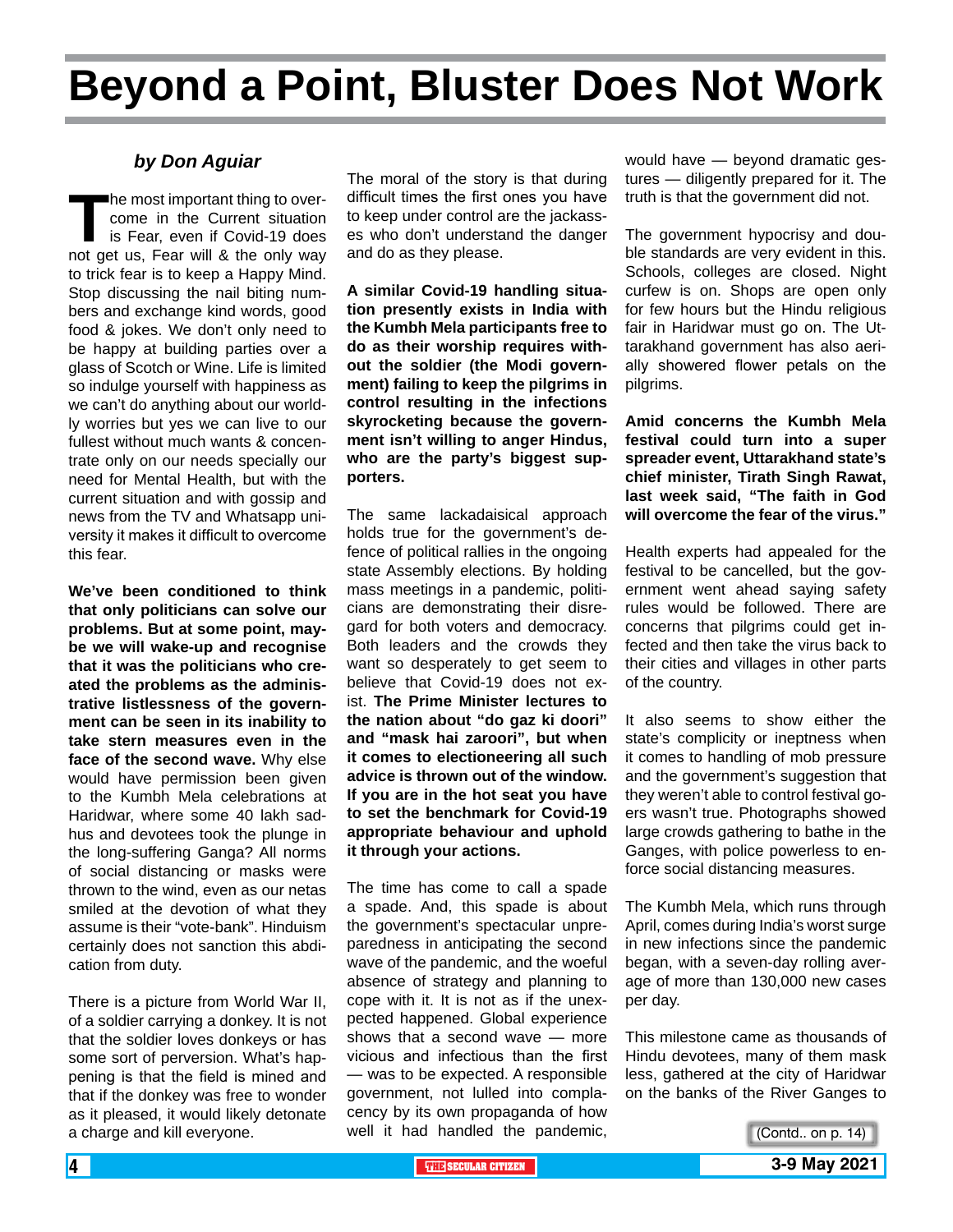# Beyond a Point, Bluster Does Not Work

***by Don Aguiar***

The most important thing to overcome in the Current situation is Fear, even if Covid-19 does not get us, Fear will & the only way to trick fear is to keep a Happy Mind. Stop discussing the nail biting numbers and exchange kind words, good food & jokes. We don't only need to be happy at building parties over a glass of Scotch or Wine. Life is limited so indulge yourself with happiness as we can't do anything about our worldly worries but yes we can live to our fullest without much wants & concentrate only on our needs specially our need for Mental Health, but with the current situation and with gossip and news from the TV and Whatsapp university it makes it difficult to overcome this fear.

**We've been conditioned to think that only politicians can solve our problems. But at some point, maybe we will wake-up and recognise that it was the politicians who created the problems as the administrative listlessness of the government can be seen in its inability to take stern measures even in the face of the second wave.** Why else would have permission been given to the Kumbh Mela celebrations at Haridwar, where some 40 lakh sadhus and devotees took the plunge in the long-suffering Ganga? All norms of social distancing or masks were thrown to the wind, even as our netas smiled at the devotion of what they assume is their "vote-bank". Hinduism certainly does not sanction this abdication from duty.

There is a picture from World War II, of a soldier carrying a donkey. It is not that the soldier loves donkeys or has some sort of perversion. What's happening is that the field is mined and that if the donkey was free to wonder as it pleased, it would likely detonate a charge and kill everyone.

The moral of the story is that during difficult times the first ones you have to keep under control are the jackasses who don't understand the danger and do as they please.

**A similar Covid-19 handling situation presently exists in India with the Kumbh Mela participants free to do as their worship requires without the soldier (the Modi government) failing to keep the pilgrims in control resulting in the infections skyrocketing because the government isn't willing to anger Hindus, who are the party's biggest supporters.**

The same lackadaisical approach holds true for the government's defence of political rallies in the ongoing state Assembly elections. By holding mass meetings in a pandemic, politicians are demonstrating their disregard for both voters and democracy. Both leaders and the crowds they want so desperately to get seem to believe that Covid-19 does not exist. **The Prime Minister lectures to the nation about "do gaz ki doori" and "mask hai zaroori", but when it comes to electioneering all such advice is thrown out of the window. If you are in the hot seat you have to set the benchmark for Covid-19 appropriate behaviour and uphold it through your actions.**

The time has come to call a spade a spade. And, this spade is about the government's spectacular unpreparedness in anticipating the second wave of the pandemic, and the woeful absence of strategy and planning to cope with it. It is not as if the unexpected happened. Global experience shows that a second wave — more vicious and infectious than the first — was to be expected. A responsible government, not lulled into complacency by its own propaganda of how well it had handled the pandemic, would have — beyond dramatic gestures — diligently prepared for it. The truth is that the government did not.

The government hypocrisy and double standards are very evident in this. Schools, colleges are closed. Night curfew is on. Shops are open only for few hours but the Hindu religious fair in Haridwar must go on. The Uttarakhand government has also aerially showered flower petals on the pilgrims.

**Amid concerns the Kumbh Mela festival could turn into a super spreader event, Uttarakhand state's chief minister, Tirath Singh Rawat, last week said, "The faith in God will overcome the fear of the virus."**

Health experts had appealed for the festival to be cancelled, but the government went ahead saying safety rules would be followed. There are concerns that pilgrims could get infected and then take the virus back to their cities and villages in other parts of the country.

It also seems to show either the state's complicity or ineptness when it comes to handling of mob pressure and the government's suggestion that they weren't able to control festival goers wasn't true. Photographs showed large crowds gathering to bathe in the Ganges, with police powerless to enforce social distancing measures.

The Kumbh Mela, which runs through April, comes during India's worst surge in new infections since the pandemic began, with a seven-day rolling average of more than 130,000 new cases per day.

This milestone came as thousands of Hindu devotees, many of them mask less, gathered at the city of Haridwar on the banks of the River Ganges to

(Contd.. on p. 14)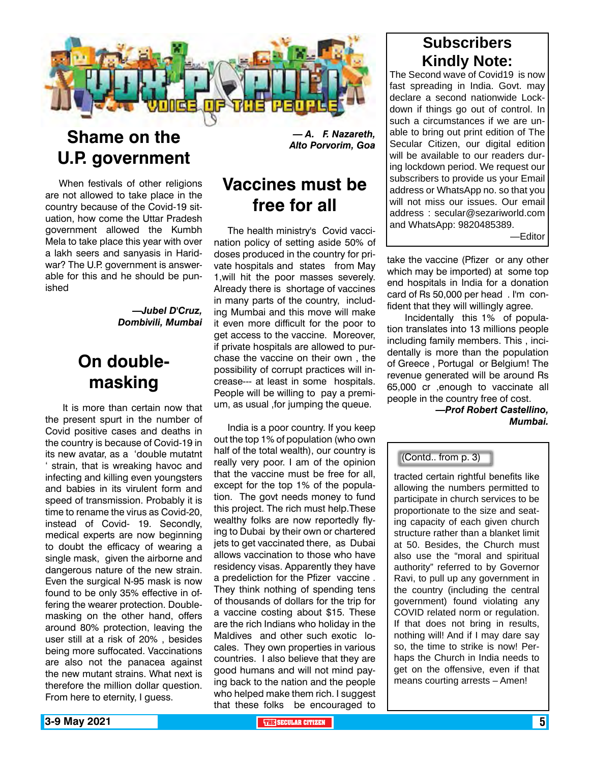# VOX POPULI
## VOICE OF THE PEOPLE

## Shame on the U.P. government

When festivals of other religions are not allowed to take place in the country because of the Covid-19 situation, how come the Uttar Pradesh government allowed the Kumbh Mela to take place this year with over a lakh seers and sanyasis in Haridwar? The U.P. government is answerable for this and he should be punished

*—Jubel D'Cruz, Dombivili, Mumbai*

## On double-masking

It is more than certain now that the present spurt in the number of Covid positive cases and deaths in the country is because of Covid-19 in its new avatar, as a 'double mutatnt ' strain, that is wreaking havoc and infecting and killing even youngsters and babies in its virulent form and speed of transmission. Probably it is time to rename the virus as Covid-20, instead of Covid- 19. Secondly, medical experts are now beginning to doubt the efficacy of wearing a single mask, given the airborne and dangerous nature of the new strain. Even the surgical N-95 mask is now found to be only 35% effective in offering the wearer protection. Double-masking on the other hand, offers around 80% protection, leaving the user still at a risk of 20% , besides being more suffocated. Vaccinations are also not the panacea against the new mutant strains. What next is therefore the million dollar question. From here to eternity, I guess.

*— A. F. Nazareth, Alto Porvorim, Goa*

## Vaccines must be free for all

The health ministry's Covid vaccination policy of setting aside 50% of doses produced in the country for private hospitals and states from May 1,will hit the poor masses severely. Already there is shortage of vaccines in many parts of the country, including Mumbai and this move will make it even more difficult for the poor to get access to the vaccine. Moreover, if private hospitals are allowed to purchase the vaccine on their own , the possibility of corrupt practices will increase--- at least in some hospitals. People will be willing to pay a premium, as usual ,for jumping the queue.

India is a poor country. If you keep out the top 1% of population (who own half of the total wealth), our country is really very poor. I am of the opinion that the vaccine must be free for all, except for the top 1% of the population. The govt needs money to fund this project. The rich must help.These wealthy folks are now reportedly flying to Dubai by their own or chartered jets to get vaccinated there, as Dubai allows vaccination to those who have residency visas. Apparently they have a predeliction for the Pfizer vaccine . They think nothing of spending tens of thousands of dollars for the trip for a vaccine costing about $15. These are the rich Indians who holiday in the Maldives and other such exotic locales. They own properties in various countries. I also believe that they are good humans and will not mind paying back to the nation and the people who helped make them rich. I suggest that these folks be encouraged to take the vaccine (Pfizer or any other which may be imported) at some top end hospitals in India for a donation card of Rs 50,000 per head . I'm confident that they will willingly agree.

Incidentally this 1% of population translates into 13 millions people including family members. This , incidentally is more than the population of Greece , Portugal or Belgium! The revenue generated will be around Rs 65,000 cr ,enough to vaccinate all people in the country free of cost.

*—Prof Robert Castellino, Mumbai.*

## Subscribers Kindly Note:

The Second wave of Covid19 is now fast spreading in India. Govt. may declare a second nationwide Lockdown if things go out of control. In such a circumstances if we are unable to bring out print edition of The Secular Citizen, our digital edition will be available to our readers during lockdown period. We request our subscribers to provide us your Email address or WhatsApp no. so that you will not miss our issues. Our email address : secular@sezariworld.com and WhatsApp: 9820485389.

—Editor

(Contd.. from p. 3)

tracted certain rightful benefits like allowing the numbers permitted to participate in church services to be proportionate to the size and seating capacity of each given church structure rather than a blanket limit at 50. Besides, the Church must also use the "moral and spiritual authority" referred to by Governor Ravi, to pull up any government in the country (including the central government) found violating any COVID related norm or regulation. If that does not bring in results, nothing will! And if I may dare say so, the time to strike is now! Perhaps the Church in India needs to get on the offensive, even if that means courting arrests – Amen!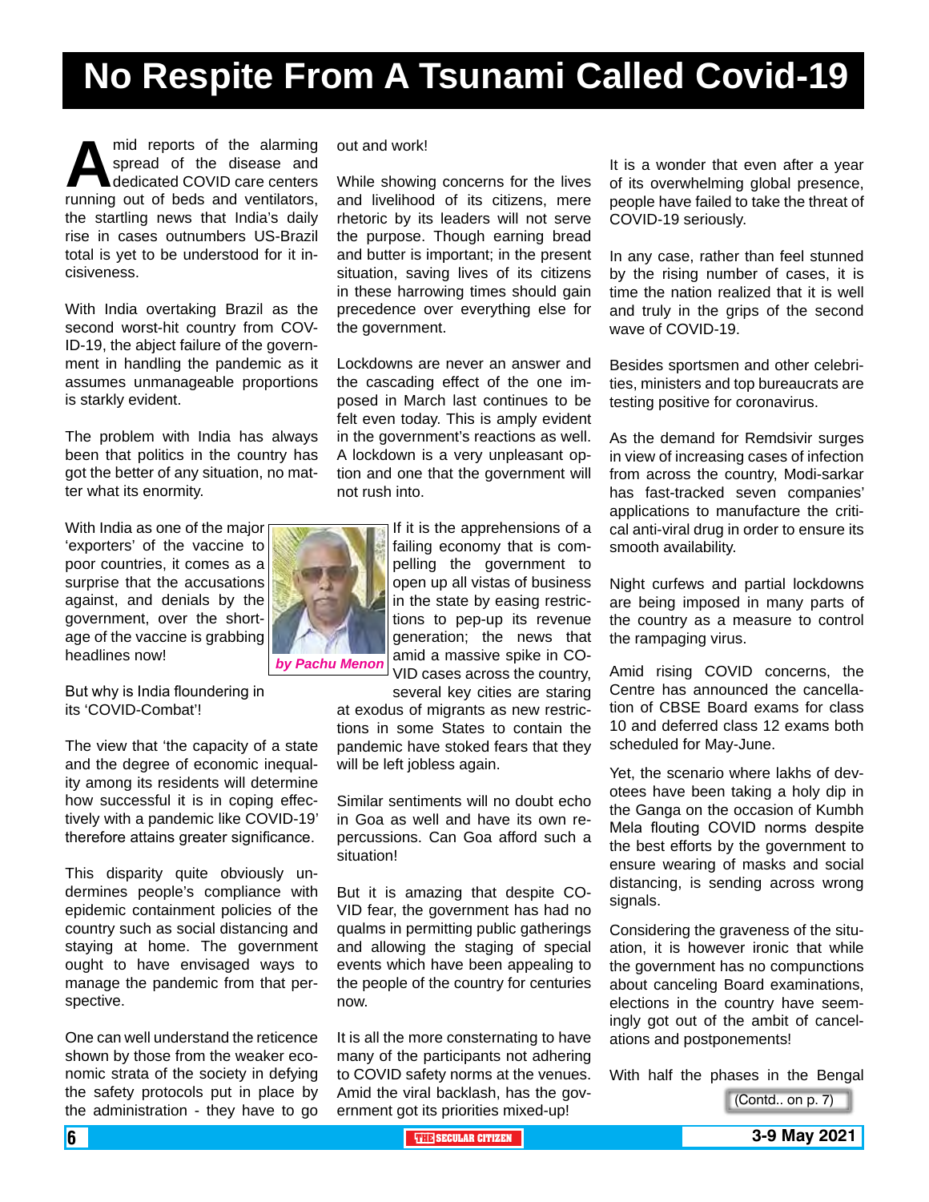# No Respite From A Tsunami Called Covid-19

*by Pachu Menon*

Amid reports of the alarming spread of the disease and dedicated COVID care centers running out of beds and ventilators, the startling news that India's daily rise in cases outnumbers US-Brazil total is yet to be understood for it incisiveness.

With India overtaking Brazil as the second worst-hit country from COVID-19, the abject failure of the government in handling the pandemic as it assumes unmanageable proportions is starkly evident.

The problem with India has always been that politics in the country has got the better of any situation, no matter what its enormity.

With India as one of the major 'exporters' of the vaccine to poor countries, it comes as a surprise that the accusations against, and denials by the government, over the shortage of the vaccine is grabbing headlines now!

But why is India floundering in its 'COVID-Combat'!

The view that 'the capacity of a state and the degree of economic inequality among its residents will determine how successful it is in coping effectively with a pandemic like COVID-19' therefore attains greater significance.

This disparity quite obviously undermines people's compliance with epidemic containment policies of the country such as social distancing and staying at home. The government ought to have envisaged ways to manage the pandemic from that perspective.

One can well understand the reticence shown by those from the weaker economic strata of the society in defying the safety protocols put in place by the administration - they have to go out and work!

While showing concerns for the lives and livelihood of its citizens, mere rhetoric by its leaders will not serve the purpose. Though earning bread and butter is important; in the present situation, saving lives of its citizens in these harrowing times should gain precedence over everything else for the government.

Lockdowns are never an answer and the cascading effect of the one imposed in March last continues to be felt even today. This is amply evident in the government's reactions as well. A lockdown is a very unpleasant option and one that the government will not rush into.

If it is the apprehensions of a failing economy that is compelling the government to open up all vistas of business in the state by easing restrictions to pep-up its revenue generation; the news that amid a massive spike in COVID cases across the country, several key cities are staring at exodus of migrants as new restrictions in some States to contain the pandemic have stoked fears that they will be left jobless again.

Similar sentiments will no doubt echo in Goa as well and have its own repercussions. Can Goa afford such a situation!

But it is amazing that despite COVID fear, the government has had no qualms in permitting public gatherings and allowing the staging of special events which have been appealing to the people of the country for centuries now.

It is all the more consternating to have many of the participants not adhering to COVID safety norms at the venues. Amid the viral backlash, has the government got its priorities mixed-up!

It is a wonder that even after a year of its overwhelming global presence, people have failed to take the threat of COVID-19 seriously.

In any case, rather than feel stunned by the rising number of cases, it is time the nation realized that it is well and truly in the grips of the second wave of COVID-19.

Besides sportsmen and other celebrities, ministers and top bureaucrats are testing positive for coronavirus.

As the demand for Remdsivir surges in view of increasing cases of infection from across the country, Modi-sarkar has fast-tracked seven companies' applications to manufacture the critical anti-viral drug in order to ensure its smooth availability.

Night curfews and partial lockdowns are being imposed in many parts of the country as a measure to control the rampaging virus.

Amid rising COVID concerns, the Centre has announced the cancellation of CBSE Board exams for class 10 and deferred class 12 exams both scheduled for May-June.

Yet, the scenario where lakhs of devotees have been taking a holy dip in the Ganga on the occasion of Kumbh Mela flouting COVID norms despite the best efforts by the government to ensure wearing of masks and social distancing, is sending across wrong signals.

Considering the graveness of the situation, it is however ironic that while the government has no compunctions about canceling Board examinations, elections in the country have seemingly got out of the ambit of cancellations and postponements!

With half the phases in the Bengal

(Contd.. on p. 7)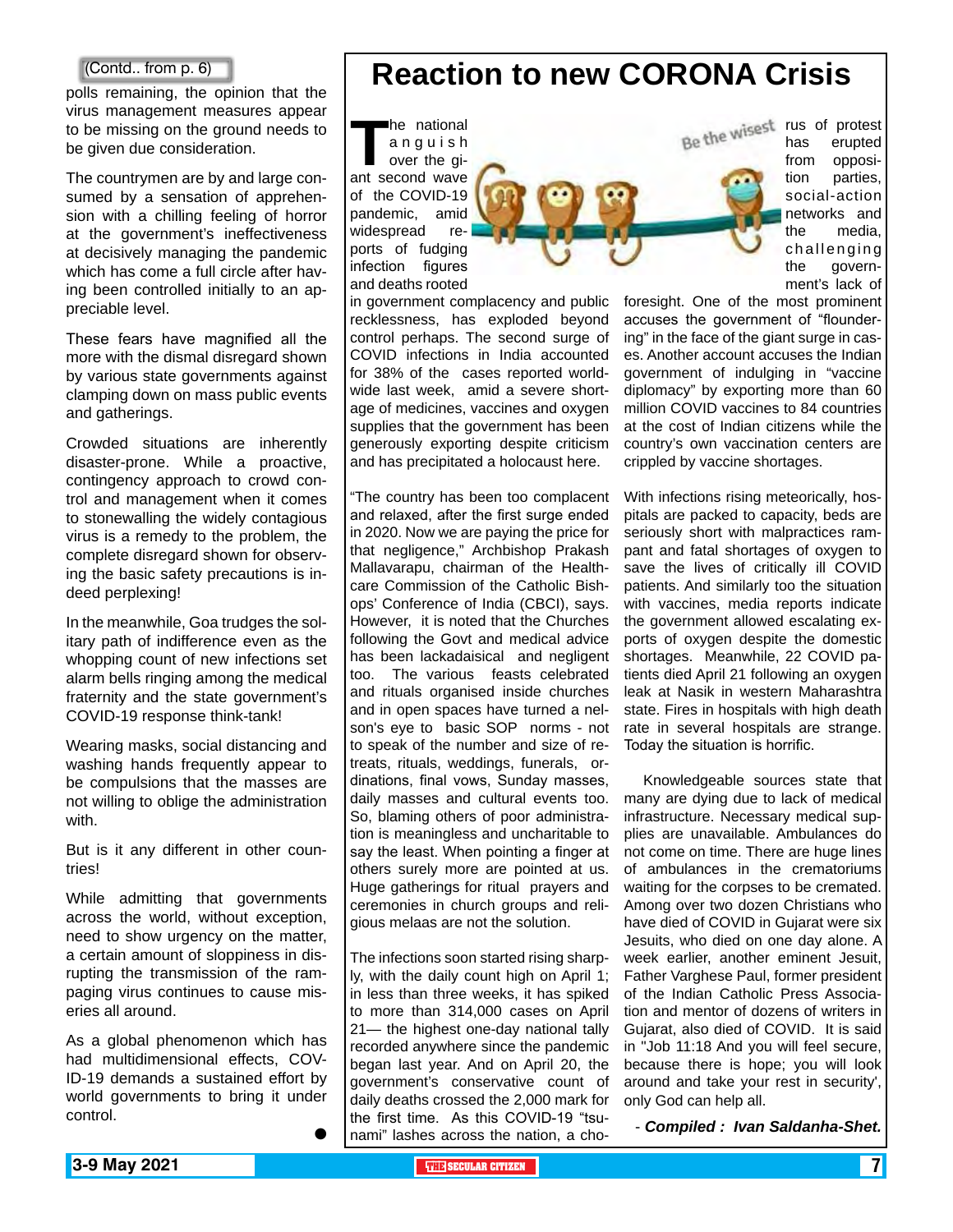(Contd.. from p. 6)

polls remaining, the opinion that the virus management measures appear to be missing on the ground needs to be given due consideration.

The countrymen are by and large consumed by a sensation of apprehension with a chilling feeling of horror at the government's ineffectiveness at decisively managing the pandemic which has come a full circle after having been controlled initially to an appreciable level.

These fears have magnified all the more with the dismal disregard shown by various state governments against clamping down on mass public events and gatherings.

Crowded situations are inherently disaster-prone. While a proactive, contingency approach to crowd control and management when it comes to stonewalling the widely contagious virus is a remedy to the problem, the complete disregard shown for observing the basic safety precautions is indeed perplexing!

In the meanwhile, Goa trudges the solitary path of indifference even as the whopping count of new infections set alarm bells ringing among the medical fraternity and the state government's COVID-19 response think-tank!

Wearing masks, social distancing and washing hands frequently appear to be compulsions that the masses are not willing to oblige the administration with.

But is it any different in other countries!

While admitting that governments across the world, without exception, need to show urgency on the matter, a certain amount of sloppiness in disrupting the transmission of the rampaging virus continues to cause miseries all around.

As a global phenomenon which has had multidimensional effects, COVID-19 demands a sustained effort by world governments to bring it under control.

# Reaction to new CORONA Crisis

The national anguish over the giant second wave of the COVID-19 pandemic, amid widespread reports of fudging infection figures and deaths rooted in government complacency and public recklessness, has exploded beyond control perhaps. The second surge of COVID infections in India accounted for 38% of the cases reported worldwide last week, amid a severe shortage of medicines, vaccines and oxygen supplies that the government has been generously exporting despite criticism and has precipitated a holocaust here.

"The country has been too complacent and relaxed, after the first surge ended in 2020. Now we are paying the price for that negligence," Archbishop Prakash Mallavarapu, chairman of the Healthcare Commission of the Catholic Bishops' Conference of India (CBCI), says. However, it is noted that the Churches following the Govt and medical advice has been lackadaisical and negligent too. The various feasts celebrated and rituals organised inside churches and in open spaces have turned a nelson's eye to basic SOP norms - not to speak of the number and size of retreats, rituals, weddings, funerals, ordinations, final vows, Sunday masses, daily masses and cultural events too. So, blaming others of poor administration is meaningless and uncharitable to say the least. When pointing a finger at others surely more are pointed at us. Huge gatherings for ritual prayers and ceremonies in church groups and religious melaas are not the solution.

The infections soon started rising sharply, with the daily count high on April 1; in less than three weeks, it has spiked to more than 314,000 cases on April 21— the highest one-day national tally recorded anywhere since the pandemic began last year. And on April 20, the government's conservative count of daily deaths crossed the 2,000 mark for the first time. As this COVID-19 "tsunami" lashes across the nation, a chorus of protest has erupted from opposition parties, social-action networks and the media, challenging the government's lack of foresight. One of the most prominent accuses the government of "floundering" in the face of the giant surge in cases. Another account accuses the Indian government of indulging in "vaccine diplomacy" by exporting more than 60 million COVID vaccines to 84 countries at the cost of Indian citizens while the country's own vaccination centers are crippled by vaccine shortages.

With infections rising meteorically, hospitals are packed to capacity, beds are seriously short with malpractices rampant and fatal shortages of oxygen to save the lives of critically ill COVID patients. And similarly too the situation with vaccines, media reports indicate the government allowed escalating exports of oxygen despite the domestic shortages. Meanwhile, 22 COVID patients died April 21 following an oxygen leak at Nasik in western Maharashtra state. Fires in hospitals with high death rate in several hospitals are strange. Today the situation is horrific.

Knowledgeable sources state that many are dying due to lack of medical infrastructure. Necessary medical supplies are unavailable. Ambulances do not come on time. There are huge lines of ambulances in the crematoriums waiting for the corpses to be cremated. Among over two dozen Christians who have died of COVID in Gujarat were six Jesuits, who died on one day alone. A week earlier, another eminent Jesuit, Father Varghese Paul, former president of the Indian Catholic Press Association and mentor of dozens of writers in Gujarat, also died of COVID. It is said in "Job 11:18 And you will feel secure, because there is hope; you will look around and take your rest in security', only God can help all.

*- **Compiled : Ivan Saldanha-Shet.***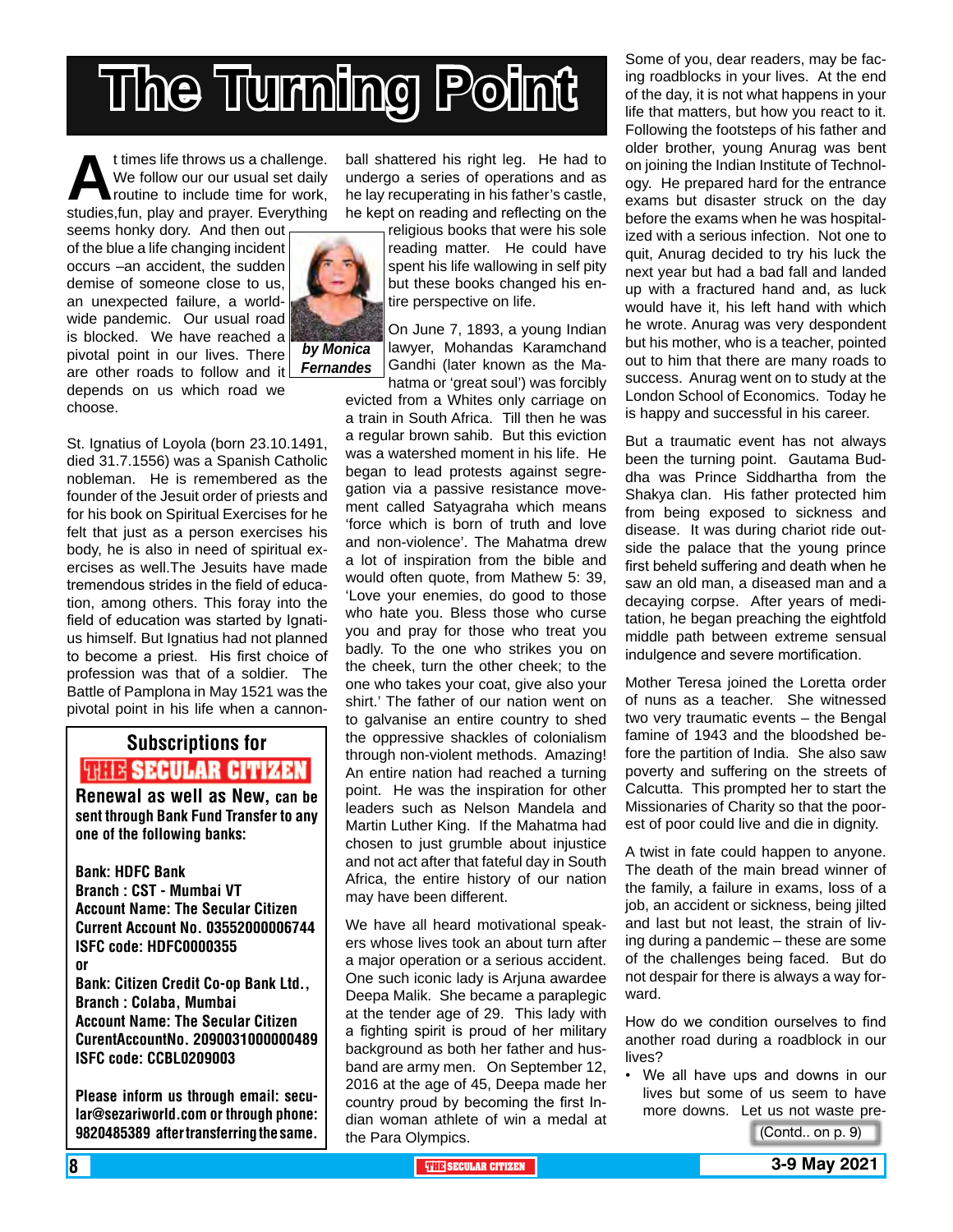# The Turning Point

*by Monica Fernandes*

At times life throws us a challenge. We follow our our usual set daily routine to include time for work, studies,fun, play and prayer. Everything seems honky dory. And then out of the blue a life changing incident occurs –an accident, the sudden demise of someone close to us, an unexpected failure, a world-wide pandemic. Our usual road is blocked. We have reached a pivotal point in our lives. There are other roads to follow and it depends on us which road we choose.

St. Ignatius of Loyola (born 23.10.1491, died 31.7.1556) was a Spanish Catholic nobleman. He is remembered as the founder of the Jesuit order of priests and for his book on Spiritual Exercises for he felt that just as a person exercises his body, he is also in need of spiritual exercises as well.The Jesuits have made tremendous strides in the field of education, among others. This foray into the field of education was started by Ignatius himself. But Ignatius had not planned to become a priest. His first choice of profession was that of a soldier. The Battle of Pamplona in May 1521 was the pivotal point in his life when a cannon-ball shattered his right leg. He had to undergo a series of operations and as he lay recuperating in his father's castle, he kept on reading and reflecting on the religious books that were his sole reading matter. He could have spent his life wallowing in self pity but these books changed his entire perspective on life.

On June 7, 1893, a young Indian lawyer, Mohandas Karamchand Gandhi (later known as the Mahatma or 'great soul') was forcibly evicted from a Whites only carriage on a train in South Africa. Till then he was a regular brown sahib. But this eviction was a watershed moment in his life. He began to lead protests against segregation via a passive resistance movement called Satyagraha which means 'force which is born of truth and love and non-violence'. The Mahatma drew a lot of inspiration from the bible and would often quote, from Mathew 5: 39, 'Love your enemies, do good to those who hate you. Bless those who curse you and pray for those who treat you badly. To the one who strikes you on the cheek, turn the other cheek; to the one who takes your coat, give also your shirt.' The father of our nation went on to galvanise an entire country to shed the oppressive shackles of colonialism through non-violent methods. Amazing! An entire nation had reached a turning point. He was the inspiration for other leaders such as Nelson Mandela and Martin Luther King. If the Mahatma had chosen to just grumble about injustice and not act after that fateful day in South Africa, the entire history of our nation may have been different.

We have all heard motivational speakers whose lives took an about turn after a major operation or a serious accident. One such iconic lady is Arjuna awardee Deepa Malik. She became a paraplegic at the tender age of 29. This lady with a fighting spirit is proud of her military background as both her father and husband are army men. On September 12, 2016 at the age of 45, Deepa made her country proud by becoming the first Indian woman athlete of win a medal at the Para Olympics.

Some of you, dear readers, may be facing roadblocks in your lives. At the end of the day, it is not what happens in your life that matters, but how you react to it. Following the footsteps of his father and older brother, young Anurag was bent on joining the Indian Institute of Technology. He prepared hard for the entrance exams but disaster struck on the day before the exams when he was hospitalized with a serious infection. Not one to quit, Anurag decided to try his luck the next year but had a bad fall and landed up with a fractured hand and, as luck would have it, his left hand with which he wrote. Anurag was very despondent but his mother, who is a teacher, pointed out to him that there are many roads to success. Anurag went on to study at the London School of Economics. Today he is happy and successful in his career.

But a traumatic event has not always been the turning point. Gautama Buddha was Prince Siddhartha from the Shakya clan. His father protected him from being exposed to sickness and disease. It was during chariot ride outside the palace that the young prince first beheld suffering and death when he saw an old man, a diseased man and a decaying corpse. After years of meditation, he began preaching the eightfold middle path between extreme sensual indulgence and severe mortification.

Mother Teresa joined the Loretta order of nuns as a teacher. She witnessed two very traumatic events – the Bengal famine of 1943 and the bloodshed before the partition of India. She also saw poverty and suffering on the streets of Calcutta. This prompted her to start the Missionaries of Charity so that the poorest of poor could live and die in dignity.

A twist in fate could happen to anyone. The death of the main bread winner of the family, a failure in exams, loss of a job, an accident or sickness, being jilted and last but not least, the strain of living during a pandemic – these are some of the challenges being faced. But do not despair for there is always a way forward.

How do we condition ourselves to find another road during a roadblock in our lives?

- We all have ups and downs in our lives but some of us seem to have more downs. Let us not waste pre-

(Contd.. on p. 9)

---

## Subscriptions for THE SECULAR CITIZEN

**Renewal as well as New, can be sent through Bank Fund Transfer to any one of the following banks:**

**Bank: HDFC Bank**
**Branch : CST - Mumbai VT**
**Account Name: The Secular Citizen**
**Current Account No. 03552000006744**
**ISFC code: HDFC0000355**
**or**
**Bank: Citizen Credit Co-op Bank Ltd., Branch : Colaba, Mumbai**
**Account Name: The Secular Citizen**
**CurentAccountNo. 2090031000000489**
**ISFC code: CCBL0209003**

**Please inform us through email: secular@sezariworld.com or through phone: 9820485389 after transferring the same.**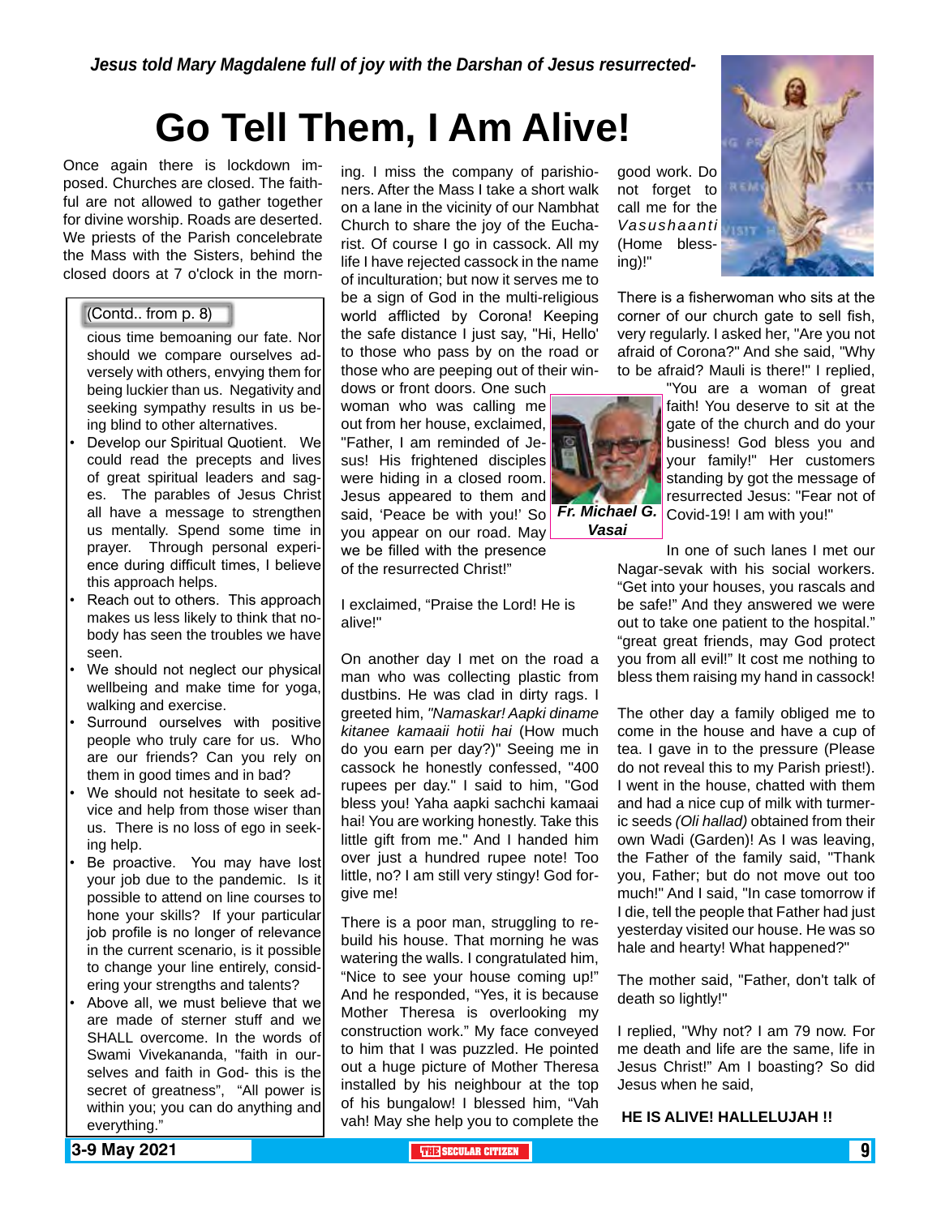*Jesus told Mary Magdalene full of joy with the Darshan of Jesus resurrected-*

# Go Tell Them, I Am Alive!

Once again there is lockdown imposed. Churches are closed. The faithful are not allowed to gather together for divine worship. Roads are deserted. We priests of the Parish concelebrate the Mass with the Sisters, behind the closed doors at 7 o'clock in the morning. I miss the company of parishioners. After the Mass I take a short walk on a lane in the vicinity of our Nambhat Church to share the joy of the Eucharist. Of course I go in cassock. All my life I have rejected cassock in the name of inculturation; but now it serves me to be a sign of God in the multi-religious world afflicted by Corona! Keeping the safe distance I just say, "Hi, Hello' to those who pass by on the road or those who are peeping out of their windows or front doors. One such woman who was calling me out from her house, exclaimed, "Father, I am reminded of Jesus! His frightened disciples were hiding in a closed room. Jesus appeared to them and said, 'Peace be with you!' So you appear on our road. May we be filled with the presence of the resurrected Christ!"

**Fr. Michael G. Vasai**

I exclaimed, "Praise the Lord! He is alive!"

On another day I met on the road a man who was collecting plastic from dustbins. He was clad in dirty rags. I greeted him, *"Namaskar! Aapki diname kitanee kamaaii hotii hai* (How much do you earn per day?)" Seeing me in cassock he honestly confessed, "400 rupees per day." I said to him, "God bless you! Yaha aapki sachchi kamaai hai! You are working honestly. Take this little gift from me." And I handed him over just a hundred rupee note! Too little, no? I am still very stingy! God forgive me!

There is a poor man, struggling to rebuild his house. That morning he was watering the walls. I congratulated him, "Nice to see your house coming up!" And he responded, "Yes, it is because Mother Theresa is overlooking my construction work." My face conveyed to him that I was puzzled. He pointed out a huge picture of Mother Theresa installed by his neighbour at the top of his bungalow! I blessed him, "Vah vah! May she help you to complete the good work. Do not forget to call me for the *Vasushaanti* (Home blessing)!"

There is a fisherwoman who sits at the corner of our church gate to sell fish, very regularly. I asked her, "Are you not afraid of Corona?" And she said, "Why to be afraid? Mauli is there!" I replied, "You are a woman of great faith! You deserve to sit at the gate of the church and do your business! God bless you and your family!" Her customers standing by got the message of resurrected Jesus: "Fear not of Covid-19! I am with you!"

In one of such lanes I met our Nagar-sevak with his social workers. "Get into your houses, you rascals and be safe!" And they answered we were out to take one patient to the hospital." "great great friends, may God protect you from all evil!" It cost me nothing to bless them raising my hand in cassock!

The other day a family obliged me to come in the house and have a cup of tea. I gave in to the pressure (Please do not reveal this to my Parish priest!). I went in the house, chatted with them and had a nice cup of milk with turmeric seeds *(Oli hallad)* obtained from their own Wadi (Garden)! As I was leaving, the Father of the family said, "Thank you, Father; but do not move out too much!" And I said, "In case tomorrow if I die, tell the people that Father had just yesterday visited our house. He was so hale and hearty! What happened?"

The mother said, "Father, don't talk of death so lightly!"

I replied, "Why not? I am 79 now. For me death and life are the same, life in Jesus Christ!" Am I boasting? So did Jesus when he said,

**HE IS ALIVE! HALLELUJAH !!**

---

(Contd.. from p. 8)

cious time bemoaning our fate. Nor should we compare ourselves adversely with others, envying them for being luckier than us. Negativity and seeking sympathy results in us being blind to other alternatives.

- Develop our Spiritual Quotient. We could read the precepts and lives of great spiritual leaders and sages. The parables of Jesus Christ all have a message to strengthen us mentally. Spend some time in prayer. Through personal experience during difficult times, I believe this approach helps.
- Reach out to others. This approach makes us less likely to think that nobody has seen the troubles we have seen.
- We should not neglect our physical wellbeing and make time for yoga, walking and exercise.
- Surround ourselves with positive people who truly care for us. Who are our friends? Can you rely on them in good times and in bad?
- We should not hesitate to seek advice and help from those wiser than us. There is no loss of ego in seeking help.
- Be proactive. You may have lost your job due to the pandemic. Is it possible to attend on line courses to hone your skills? If your particular job profile is no longer of relevance in the current scenario, is it possible to change your line entirely, considering your strengths and talents?
- Above all, we must believe that we are made of sterner stuff and we SHALL overcome. In the words of Swami Vivekananda, "faith in ourselves and faith in God- this is the secret of greatness", "All power is within you; you can do anything and everything."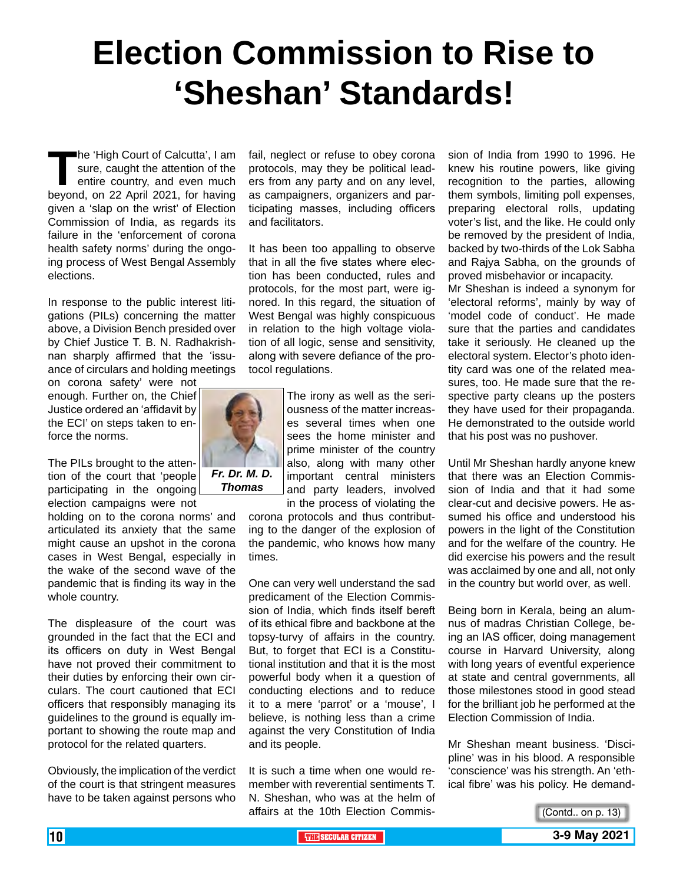# Election Commission to Rise to 'Sheshan' Standards!

The 'High Court of Calcutta', I am sure, caught the attention of the entire country, and even much beyond, on 22 April 2021, for having given a 'slap on the wrist' of Election Commission of India, as regards its failure in the 'enforcement of corona health safety norms' during the ongoing process of West Bengal Assembly elections.

In response to the public interest litigations (PILs) concerning the matter above, a Division Bench presided over by Chief Justice T. B. N. Radhakrishnan sharply affirmed that the 'issuance of circulars and holding meetings on corona safety' were not enough. Further on, the Chief Justice ordered an 'affidavit by the ECI' on steps taken to enforce the norms.

The PILs brought to the attention of the court that 'people participating in the ongoing election campaigns were not holding on to the corona norms' and articulated its anxiety that the same might cause an upshot in the corona cases in West Bengal, especially in the wake of the second wave of the pandemic that is finding its way in the whole country.

The displeasure of the court was grounded in the fact that the ECI and its officers on duty in West Bengal have not proved their commitment to their duties by enforcing their own circulars. The court cautioned that ECI officers that responsibly managing its guidelines to the ground is equally important to showing the route map and protocol for the related quarters.

Obviously, the implication of the verdict of the court is that stringent measures have to be taken against persons who fail, neglect or refuse to obey corona protocols, may they be political leaders from any party and on any level, as campaigners, organizers and participating masses, including officers and facilitators.

It has been too appalling to observe that in all the five states where election has been conducted, rules and protocols, for the most part, were ignored. In this regard, the situation of West Bengal was highly conspicuous in relation to the high voltage violation of all logic, sense and sensitivity, along with severe defiance of the protocol regulations.

*Fr. Dr. M. D. Thomas*

The irony as well as the seriousness of the matter increases several times when one sees the home minister and prime minister of the country also, along with many other important central ministers and party leaders, involved in the process of violating the corona protocols and thus contributing to the danger of the explosion of the pandemic, who knows how many times.

One can very well understand the sad predicament of the Election Commission of India, which finds itself bereft of its ethical fibre and backbone at the topsy-turvy of affairs in the country. But, to forget that ECI is a Constitutional institution and that it is the most powerful body when it a question of conducting elections and to reduce it to a mere 'parrot' or a 'mouse', I believe, is nothing less than a crime against the very Constitution of India and its people.

It is such a time when one would remember with reverential sentiments T. N. Sheshan, who was at the helm of affairs at the 10th Election Commission of India from 1990 to 1996. He knew his routine powers, like giving recognition to the parties, allowing them symbols, limiting poll expenses, preparing electoral rolls, updating voter's list, and the like. He could only be removed by the president of India, backed by two-thirds of the Lok Sabha and Rajya Sabha, on the grounds of proved misbehavior or incapacity.
Mr Sheshan is indeed a synonym for 'electoral reforms', mainly by way of 'model code of conduct'. He made sure that the parties and candidates take it seriously. He cleaned up the electoral system. Elector's photo identity card was one of the related measures, too. He made sure that the respective party cleans up the posters they have used for their propaganda. He demonstrated to the outside world that his post was no pushover.

Until Mr Sheshan hardly anyone knew that there was an Election Commission of India and that it had some clear-cut and decisive powers. He assumed his office and understood his powers in the light of the Constitution and for the welfare of the country. He did exercise his powers and the result was acclaimed by one and all, not only in the country but world over, as well.

Being born in Kerala, being an alumnus of madras Christian College, being an IAS officer, doing management course in Harvard University, along with long years of eventful experience at state and central governments, all those milestones stood in good stead for the brilliant job he performed at the Election Commission of India.

Mr Sheshan meant business. 'Discipline' was in his blood. A responsible 'conscience' was his strength. An 'ethical fibre' was his policy. He demand-

(Contd.. on p. 13)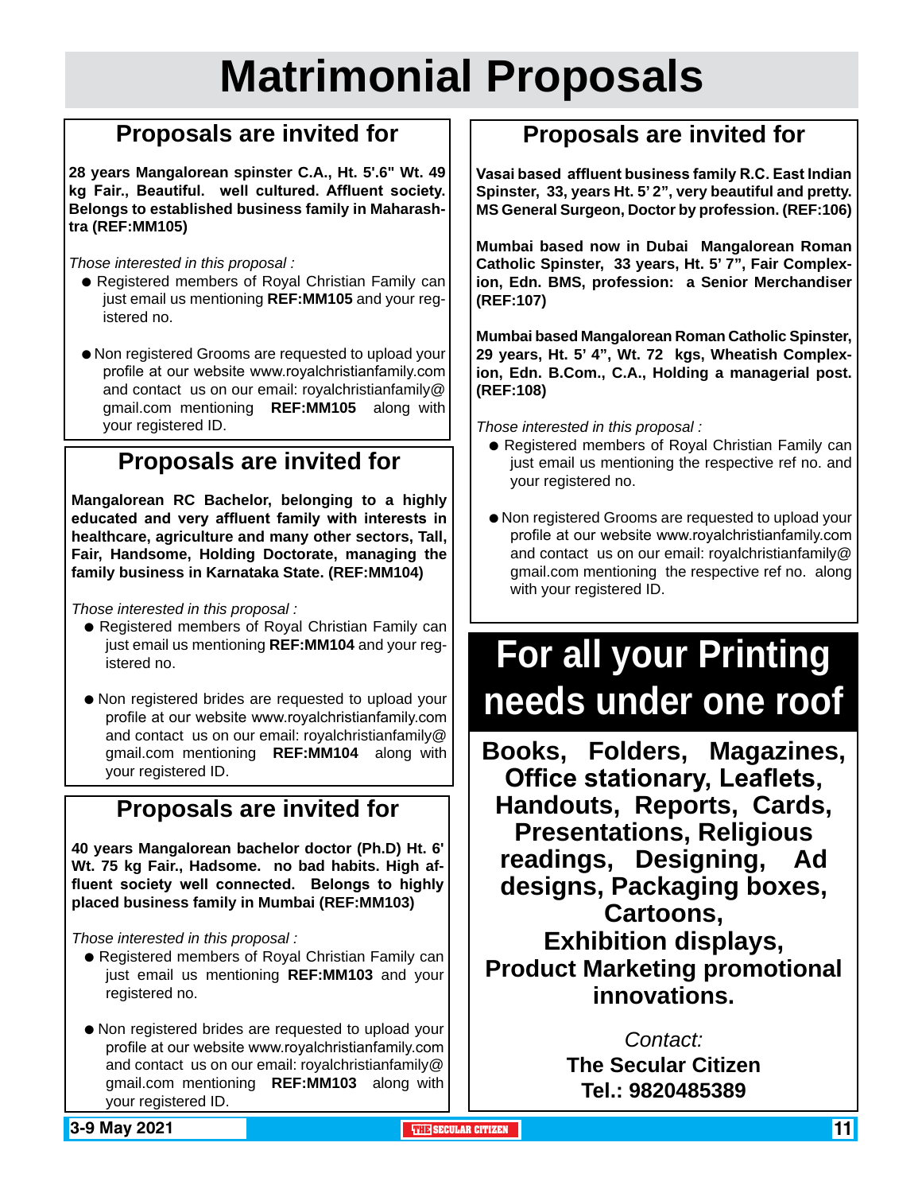# Matrimonial Proposals

## Proposals are invited for

**28 years Mangalorean spinster C.A., Ht. 5'.6" Wt. 49 kg Fair., Beautiful. well cultured. Affluent society. Belongs to established business family in Maharashtra (REF:MM105)**

*Those interested in this proposal :*

- Registered members of Royal Christian Family can just email us mentioning **REF:MM105** and your registered no.
- Non registered Grooms are requested to upload your profile at our website www.royalchristianfamily.com and contact us on our email: royalchristianfamily@gmail.com mentioning **REF:MM105** along with your registered ID.

## Proposals are invited for

**Mangalorean RC Bachelor, belonging to a highly educated and very affluent family with interests in healthcare, agriculture and many other sectors, Tall, Fair, Handsome, Holding Doctorate, managing the family business in Karnataka State. (REF:MM104)**

*Those interested in this proposal :*

- Registered members of Royal Christian Family can just email us mentioning **REF:MM104** and your registered no.
- Non registered brides are requested to upload your profile at our website www.royalchristianfamily.com and contact us on our email: royalchristianfamily@gmail.com mentioning **REF:MM104** along with your registered ID.

## Proposals are invited for

**40 years Mangalorean bachelor doctor (Ph.D) Ht. 6' Wt. 75 kg Fair., Hadsome. no bad habits. High affluent society well connected. Belongs to highly placed business family in Mumbai (REF:MM103)**

*Those interested in this proposal :*

- Registered members of Royal Christian Family can just email us mentioning **REF:MM103** and your registered no.
- Non registered brides are requested to upload your profile at our website www.royalchristianfamily.com and contact us on our email: royalchristianfamily@gmail.com mentioning **REF:MM103** along with your registered ID.

## Proposals are invited for

**Vasai based affluent business family R.C. East Indian Spinster, 33, years Ht. 5' 2", very beautiful and pretty. MS General Surgeon, Doctor by profession. (REF:106)**

**Mumbai based now in Dubai Mangalorean Roman Catholic Spinster, 33 years, Ht. 5' 7", Fair Complexion, Edn. BMS, profession: a Senior Merchandiser (REF:107)**

**Mumbai based Mangalorean Roman Catholic Spinster, 29 years, Ht. 5' 4", Wt. 72 kgs, Wheatish Complexion, Edn. B.Com., C.A., Holding a managerial post. (REF:108)**

*Those interested in this proposal :*

- Registered members of Royal Christian Family can just email us mentioning the respective ref no. and your registered no.
- Non registered Grooms are requested to upload your profile at our website www.royalchristianfamily.com and contact us on our email: royalchristianfamily@gmail.com mentioning the respective ref no. along with your registered ID.

## For all your Printing needs under one roof

**Books, Folders, Magazines, Office stationary, Leaflets, Handouts, Reports, Cards, Presentations, Religious readings, Designing, Ad designs, Packaging boxes, Cartoons, Exhibition displays, Product Marketing promotional innovations.**

*Contact:*

**The Secular Citizen**

**Tel.: 9820485389**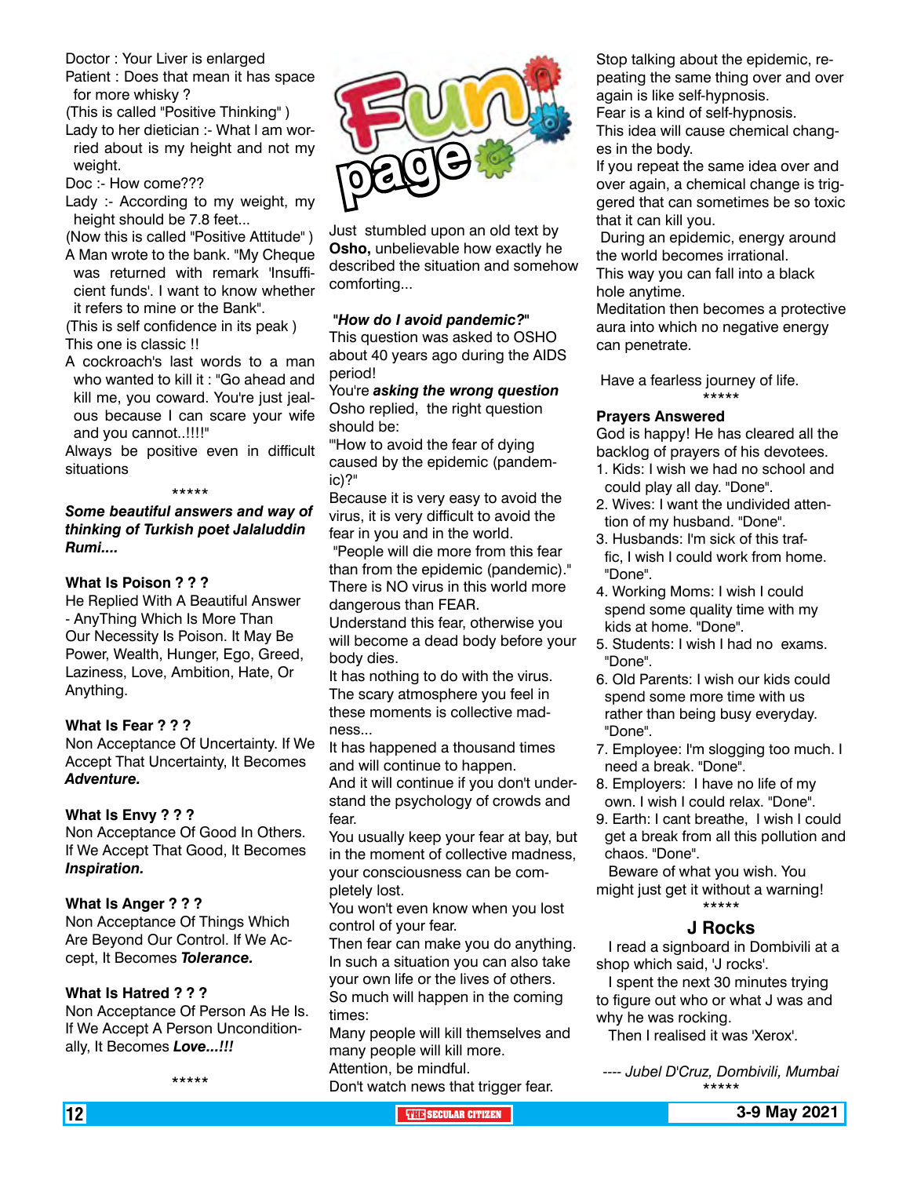Doctor : Your Liver is enlarged

Patient : Does that mean it has space for more whisky ?

(This is called "Positive Thinking" )

Lady to her dietician :- What I am worried about is my height and not my weight.

Doc :- How come???

Lady :- According to my weight, my height should be 7.8 feet...

(Now this is called "Positive Attitude" )

A Man wrote to the bank. "My Cheque was returned with remark 'Insufficient funds'. I want to know whether it refers to mine or the Bank".

(This is self confidence in its peak )

This one is classic !!

A cockroach's last words to a man who wanted to kill it : "Go ahead and kill me, you coward. You're just jealous because I can scare your wife and you cannot..!!!!"

Always be positive even in difficult situations

\*\*\*\*\*

***Some beautiful answers and way of thinking of Turkish poet Jalaluddin Rumi....***

**What Is Poison ? ? ?**

He Replied With A Beautiful Answer - AnyThing Which Is More Than Our Necessity Is Poison. It May Be Power, Wealth, Hunger, Ego, Greed, Laziness, Love, Ambition, Hate, Or Anything.

**What Is Fear ? ? ?**

Non Acceptance Of Uncertainty. If We Accept That Uncertainty, It Becomes ***Adventure.***

**What Is Envy ? ? ?**

Non Acceptance Of Good In Others. If We Accept That Good, It Becomes ***Inspiration.***

**What Is Anger ? ? ?**

Non Acceptance Of Things Which Are Beyond Our Control. If We Accept, It Becomes ***Tolerance.***

**What Is Hatred ? ? ?**

Non Acceptance Of Person As He Is. If We Accept A Person Unconditionally, It Becomes ***Love...!!!***

\*\*\*\*\*

# Fun page

Just stumbled upon an old text by **Osho,** unbelievable how exactly he described the situation and somehow comforting...

***"How do I avoid pandemic?"***

This question was asked to OSHO about 40 years ago during the AIDS period!

You're ***asking the wrong question***

Osho replied, the right question should be:

"'How to avoid the fear of dying caused by the epidemic (pandemic)?"

Because it is very easy to avoid the virus, it is very difficult to avoid the fear in you and in the world.

"People will die more from this fear than from the epidemic (pandemic)."

There is NO virus in this world more dangerous than FEAR.

Understand this fear, otherwise you will become a dead body before your body dies.

It has nothing to do with the virus.

The scary atmosphere you feel in these moments is collective madness...

It has happened a thousand times and will continue to happen.

And it will continue if you don't understand the psychology of crowds and fear.

You usually keep your fear at bay, but in the moment of collective madness, your consciousness can be completely lost.

You won't even know when you lost control of your fear.

Then fear can make you do anything. In such a situation you can also take your own life or the lives of others.

So much will happen in the coming times:

Many people will kill themselves and many people will kill more.

Attention, be mindful.

Don't watch news that trigger fear.

Stop talking about the epidemic, repeating the same thing over and over again is like self-hypnosis.

Fear is a kind of self-hypnosis.

This idea will cause chemical changes in the body.

If you repeat the same idea over and over again, a chemical change is triggered that can sometimes be so toxic that it can kill you.

During an epidemic, energy around the world becomes irrational.

This way you can fall into a black hole anytime.

Meditation then becomes a protective aura into which no negative energy can penetrate.

Have a fearless journey of life.

\*\*\*\*\*

**Prayers Answered**

God is happy! He has cleared all the backlog of prayers of his devotees.

1. Kids: I wish we had no school and could play all day. "Done".
2. Wives: I want the undivided attention of my husband. "Done".
3. Husbands: I'm sick of this traffic, I wish I could work from home. "Done".
4. Working Moms: I wish I could spend some quality time with my kids at home. "Done".
5. Students: I wish I had no exams. "Done".
6. Old Parents: I wish our kids could spend some more time with us rather than being busy everyday. "Done".
7. Employee: I'm slogging too much. I need a break. "Done".
8. Employers: I have no life of my own. I wish I could relax. "Done".
9. Earth: I cant breathe, I wish I could get a break from all this pollution and chaos. "Done".

Beware of what you wish. You might just get it without a warning!

\*\*\*\*\*

## J Rocks

I read a signboard in Dombivili at a shop which said, 'J rocks'.

I spent the next 30 minutes trying to figure out who or what J was and why he was rocking.

Then I realised it was 'Xerox'.

*---- Jubel D'Cruz, Dombivili, Mumbai*

\*\*\*\*\*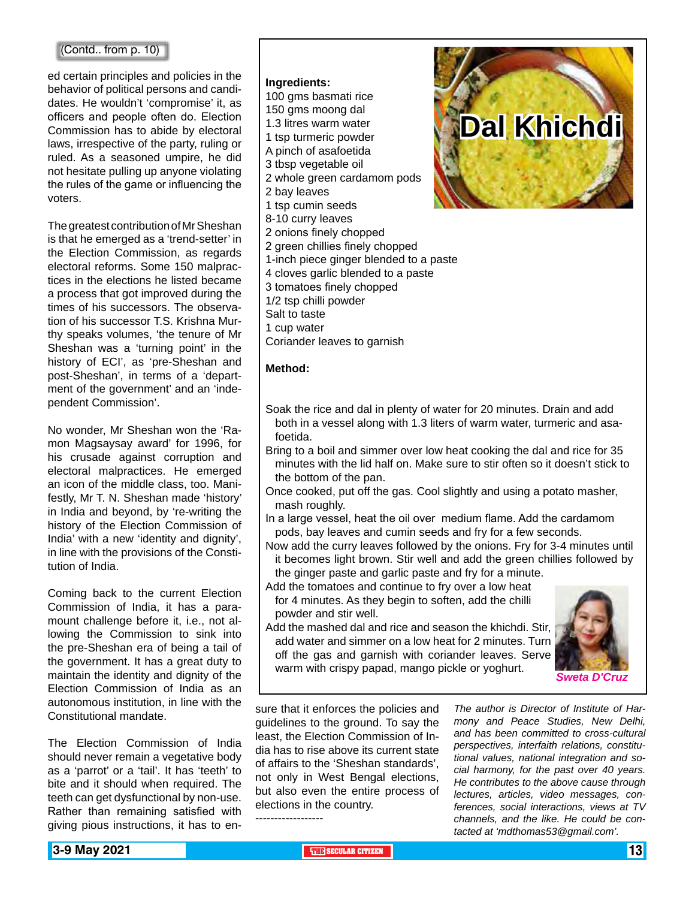(Contd.. from p. 10)

ed certain principles and policies in the behavior of political persons and candidates. He wouldn't 'compromise' it, as officers and people often do. Election Commission has to abide by electoral laws, irrespective of the party, ruling or ruled. As a seasoned umpire, he did not hesitate pulling up anyone violating the rules of the game or influencing the voters.

The greatest contribution of Mr Sheshan is that he emerged as a 'trend-setter' in the Election Commission, as regards electoral reforms. Some 150 malpractices in the elections he listed became a process that got improved during the times of his successors. The observation of his successor T.S. Krishna Murthy speaks volumes, 'the tenure of Mr Sheshan was a 'turning point' in the history of ECI', as 'pre-Sheshan and post-Sheshan', in terms of a 'department of the government' and an 'independent Commission'.

No wonder, Mr Sheshan won the 'Ramon Magsaysay award' for 1996, for his crusade against corruption and electoral malpractices. He emerged an icon of the middle class, too. Manifestly, Mr T. N. Sheshan made 'history' in India and beyond, by 're-writing the history of the Election Commission of India' with a new 'identity and dignity', in line with the provisions of the Constitution of India.

Coming back to the current Election Commission of India, it has a paramount challenge before it, i.e., not allowing the Commission to sink into the pre-Sheshan era of being a tail of the government. It has a great duty to maintain the identity and dignity of the Election Commission of India as an autonomous institution, in line with the Constitutional mandate.

The Election Commission of India should never remain a vegetative body as a 'parrot' or a 'tail'. It has 'teeth' to bite and it should when required. The teeth can get dysfunctional by non-use. Rather than remaining satisfied with giving pious instructions, it has to ensure that it enforces the policies and guidelines to the ground. To say the least, the Election Commission of India has to rise above its current state of affairs to the 'Sheshan standards', not only in West Bengal elections, but also even the entire process of elections in the country.

------------------

*The author is Director of Institute of Harmony and Peace Studies, New Delhi, and has been committed to cross-cultural perspectives, interfaith relations, constitutional values, national integration and social harmony, for the past over 40 years. He contributes to the above cause through lectures, articles, video messages, conferences, social interactions, views at TV channels, and the like. He could be contacted at 'mdthomas53@gmail.com'.*

# Dal Khichdi

**Ingredients:**

100 gms basmati rice
150 gms moong dal
1.3 litres warm water
1 tsp turmeric powder
A pinch of asafoetida
3 tbsp vegetable oil
2 whole green cardamom pods
2 bay leaves
1 tsp cumin seeds
8-10 curry leaves
2 onions finely chopped
2 green chillies finely chopped
1-inch piece ginger blended to a paste
4 cloves garlic blended to a paste
3 tomatoes finely chopped
1/2 tsp chilli powder
Salt to taste
1 cup water
Coriander leaves to garnish

**Method:**

Soak the rice and dal in plenty of water for 20 minutes. Drain and add both in a vessel along with 1.3 liters of warm water, turmeric and asafoetida.

Bring to a boil and simmer over low heat cooking the dal and rice for 35 minutes with the lid half on. Make sure to stir often so it doesn't stick to the bottom of the pan.

Once cooked, put off the gas. Cool slightly and using a potato masher, mash roughly.

In a large vessel, heat the oil over medium flame. Add the cardamom pods, bay leaves and cumin seeds and fry for a few seconds.

Now add the curry leaves followed by the onions. Fry for 3-4 minutes until it becomes light brown. Stir well and add the green chillies followed by the ginger paste and garlic paste and fry for a minute.

Add the tomatoes and continue to fry over a low heat for 4 minutes. As they begin to soften, add the chilli powder and stir well.

Add the mashed dal and rice and season the khichdi. Stir, add water and simmer on a low heat for 2 minutes. Turn off the gas and garnish with coriander leaves. Serve warm with crispy papad, mango pickle or yoghurt.

*Sweta D'Cruz*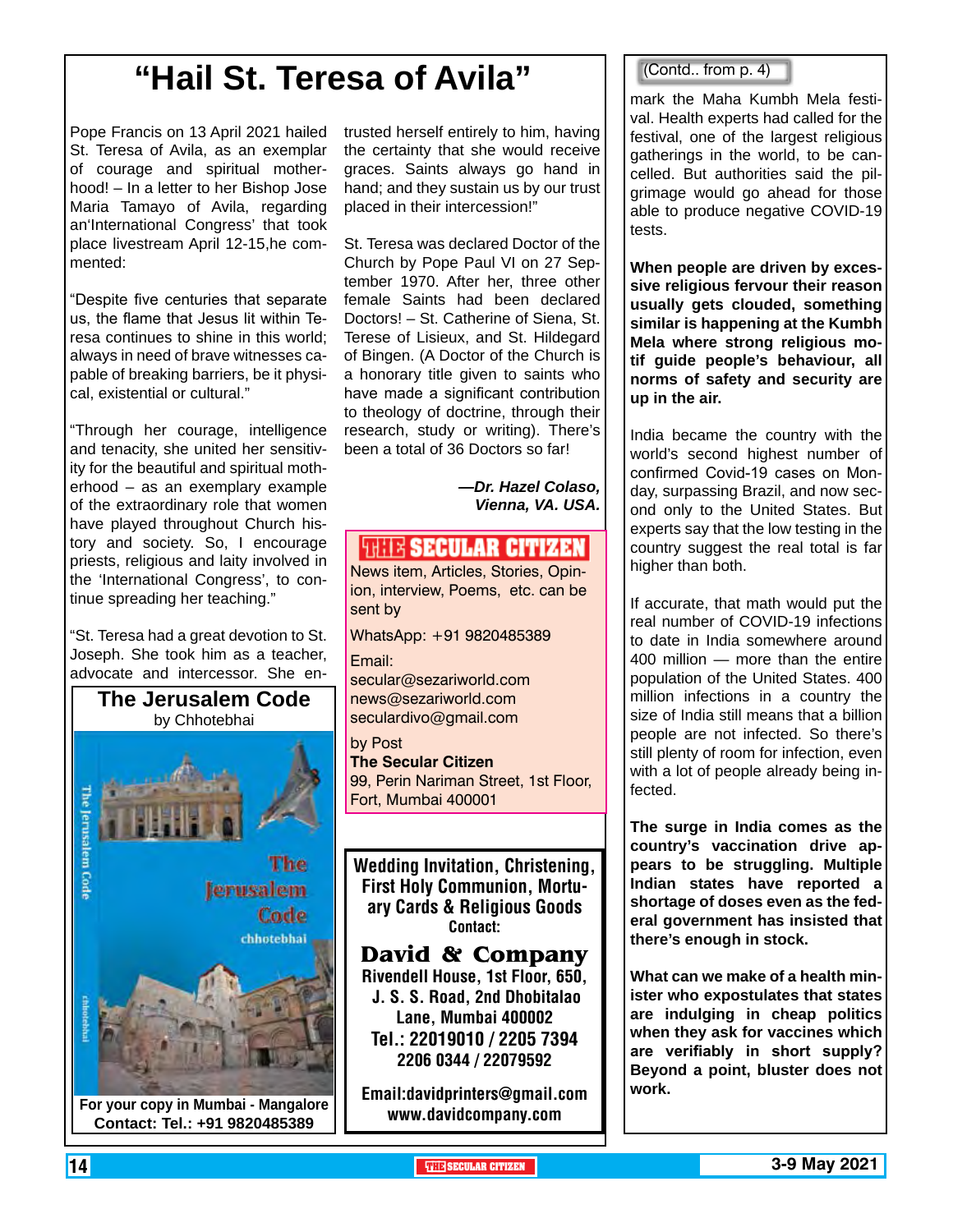# "Hail St. Teresa of Avila"

Pope Francis on 13 April 2021 hailed St. Teresa of Avila, as an exemplar of courage and spiritual motherhood! – In a letter to her Bishop Jose Maria Tamayo of Avila, regarding an'International Congress' that took place livestream April 12-15,he commented:

"Despite five centuries that separate us, the flame that Jesus lit within Teresa continues to shine in this world; always in need of brave witnesses capable of breaking barriers, be it physical, existential or cultural."

"Through her courage, intelligence and tenacity, she united her sensitivity for the beautiful and spiritual motherhood – as an exemplary example of the extraordinary role that women have played throughout Church history and society. So, I encourage priests, religious and laity involved in the 'International Congress', to continue spreading her teaching."

"St. Teresa had a great devotion to St. Joseph. She took him as a teacher, advocate and intercessor. She entrusted herself entirely to him, having the certainty that she would receive graces. Saints always go hand in hand; and they sustain us by our trust placed in their intercession!"

St. Teresa was declared Doctor of the Church by Pope Paul VI on 27 September 1970. After her, three other female Saints had been declared Doctors! – St. Catherine of Siena, St. Terese of Lisieux, and St. Hildegard of Bingen. (A Doctor of the Church is a honorary title given to saints who have made a significant contribution to theology of doctrine, through their research, study or writing). There's been a total of 36 Doctors so far!

***—Dr. Hazel Colaso, Vienna, VA. USA.***

**The Jerusalem Code**
by Chhotebhai

**For your copy in Mumbai - Mangalore**
**Contact: Tel.: +91 9820485389**

**THE SECULAR CITIZEN**

News item, Articles, Stories, Opinion, interview, Poems, etc. can be sent by

WhatsApp: +91 9820485389

Email:
secular@sezariworld.com
news@sezariworld.com
seculardivo@gmail.com

by Post
**The Secular Citizen**
99, Perin Nariman Street, 1st Floor, Fort, Mumbai 400001

**Wedding Invitation, Christening, First Holy Communion, Mortuary Cards & Religious Goods**
**Contact:**

**David & Company**
**Rivendell House, 1st Floor, 650, J. S. S. Road, 2nd Dhobitalao Lane, Mumbai 400002**
**Tel.: 22019010 / 2205 7394**
**2206 0344 / 22079592**

**Email:davidprinters@gmail.com**
**www.davidcompany.com**

(Contd.. from p. 4)

mark the Maha Kumbh Mela festival. Health experts had called for the festival, one of the largest religious gatherings in the world, to be cancelled. But authorities said the pilgrimage would go ahead for those able to produce negative COVID-19 tests.

**When people are driven by excessive religious fervour their reason usually gets clouded, something similar is happening at the Kumbh Mela where strong religious motif guide people's behaviour, all norms of safety and security are up in the air.**

India became the country with the world's second highest number of confirmed Covid-19 cases on Monday, surpassing Brazil, and now second only to the United States. But experts say that the low testing in the country suggest the real total is far higher than both.

If accurate, that math would put the real number of COVID-19 infections to date in India somewhere around 400 million — more than the entire population of the United States. 400 million infections in a country the size of India still means that a billion people are not infected. So there's still plenty of room for infection, even with a lot of people already being infected.

**The surge in India comes as the country's vaccination drive appears to be struggling. Multiple Indian states have reported a shortage of doses even as the federal government has insisted that there's enough in stock.**

**What can we make of a health minister who expostulates that states are indulging in cheap politics when they ask for vaccines which are verifiably in short supply? Beyond a point, bluster does not work.**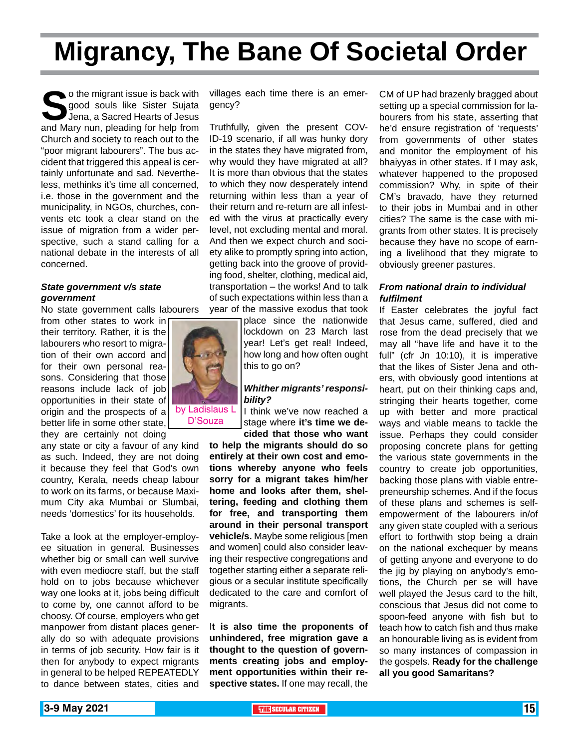# Migrancy, The Bane Of Societal Order

by Ladislaus L D'Souza

So the migrant issue is back with good souls like Sister Sujata Jena, a Sacred Hearts of Jesus and Mary nun, pleading for help from Church and society to reach out to the "poor migrant labourers". The bus accident that triggered this appeal is certainly unfortunate and sad. Nevertheless, methinks it's time all concerned, i.e. those in the government and the municipality, in NGOs, churches, convents etc took a clear stand on the issue of migration from a wider perspective, such a stand calling for a national debate in the interests of all concerned.

***State government v/s state government***

No state government calls labourers from other states to work in their territory. Rather, it is the labourers who resort to migration of their own accord and for their own personal reasons. Considering that those reasons include lack of job opportunities in their state of origin and the prospects of a better life in some other state, they are certainly not doing any state or city a favour of any kind as such. Indeed, they are not doing it because they feel that God's own country, Kerala, needs cheap labour to work on its farms, or because Maximum City aka Mumbai or Slumbai, needs 'domestics' for its households.

Take a look at the employer-employee situation in general. Businesses whether big or small can well survive with even mediocre staff, but the staff hold on to jobs because whichever way one looks at it, jobs being difficult to come by, one cannot afford to be choosy. Of course, employers who get manpower from distant places generally do so with adequate provisions in terms of job security. How fair is it then for anybody to expect migrants in general to be helped REPEATEDLY to dance between states, cities and villages each time there is an emergency?

Truthfully, given the present COVID-19 scenario, if all was hunky dory in the states they have migrated from, why would they have migrated at all? It is more than obvious that the states to which they now desperately intend returning within less than a year of their return and re-return are all infested with the virus at practically every level, not excluding mental and moral. And then we expect church and society alike to promptly spring into action, getting back into the groove of providing food, shelter, clothing, medical aid, transportation – the works! And to talk of such expectations within less than a year of the massive exodus that took place since the nationwide lockdown on 23 March last year! Let's get real! Indeed, how long and how often ought this to go on?

***Whither migrants' responsibility?***

I think we've now reached a stage where **it's time we decided that those who want to help the migrants should do so entirely at their own cost and emotions whereby anyone who feels sorry for a migrant takes him/her home and looks after them, sheltering, feeding and clothing them for free, and transporting them around in their personal transport vehicle/s.** Maybe some religious [men and women] could also consider leaving their respective congregations and together starting either a separate religious or a secular institute specifically dedicated to the care and comfort of migrants.

**It is also time the proponents of unhindered, free migration gave a thought to the question of governments creating jobs and employment opportunities within their respective states.** If one may recall, the CM of UP had brazenly bragged about setting up a special commission for labourers from his state, asserting that he'd ensure registration of 'requests' from governments of other states and monitor the employment of his bhaiyyas in other states. If I may ask, whatever happened to the proposed commission? Why, in spite of their CM's bravado, have they returned to their jobs in Mumbai and in other cities? The same is the case with migrants from other states. It is precisely because they have no scope of earning a livelihood that they migrate to obviously greener pastures.

***From national drain to individual fulfilment***

If Easter celebrates the joyful fact that Jesus came, suffered, died and rose from the dead precisely that we may all "have life and have it to the full" (cfr Jn 10:10), it is imperative that the likes of Sister Jena and others, with obviously good intentions at heart, put on their thinking caps and, stringing their hearts together, come up with better and more practical ways and viable means to tackle the issue. Perhaps they could consider proposing concrete plans for getting the various state governments in the country to create job opportunities, backing those plans with viable entrepreneurship schemes. And if the focus of these plans and schemes is self-empowerment of the labourers in/of any given state coupled with a serious effort to forthwith stop being a drain on the national exchequer by means of getting anyone and everyone to do the jig by playing on anybody's emotions, the Church per se will have well played the Jesus card to the hilt, conscious that Jesus did not come to spoon-feed anyone with fish but to teach how to catch fish and thus make an honourable living as is evident from so many instances of compassion in the gospels. **Ready for the challenge all you good Samaritans?**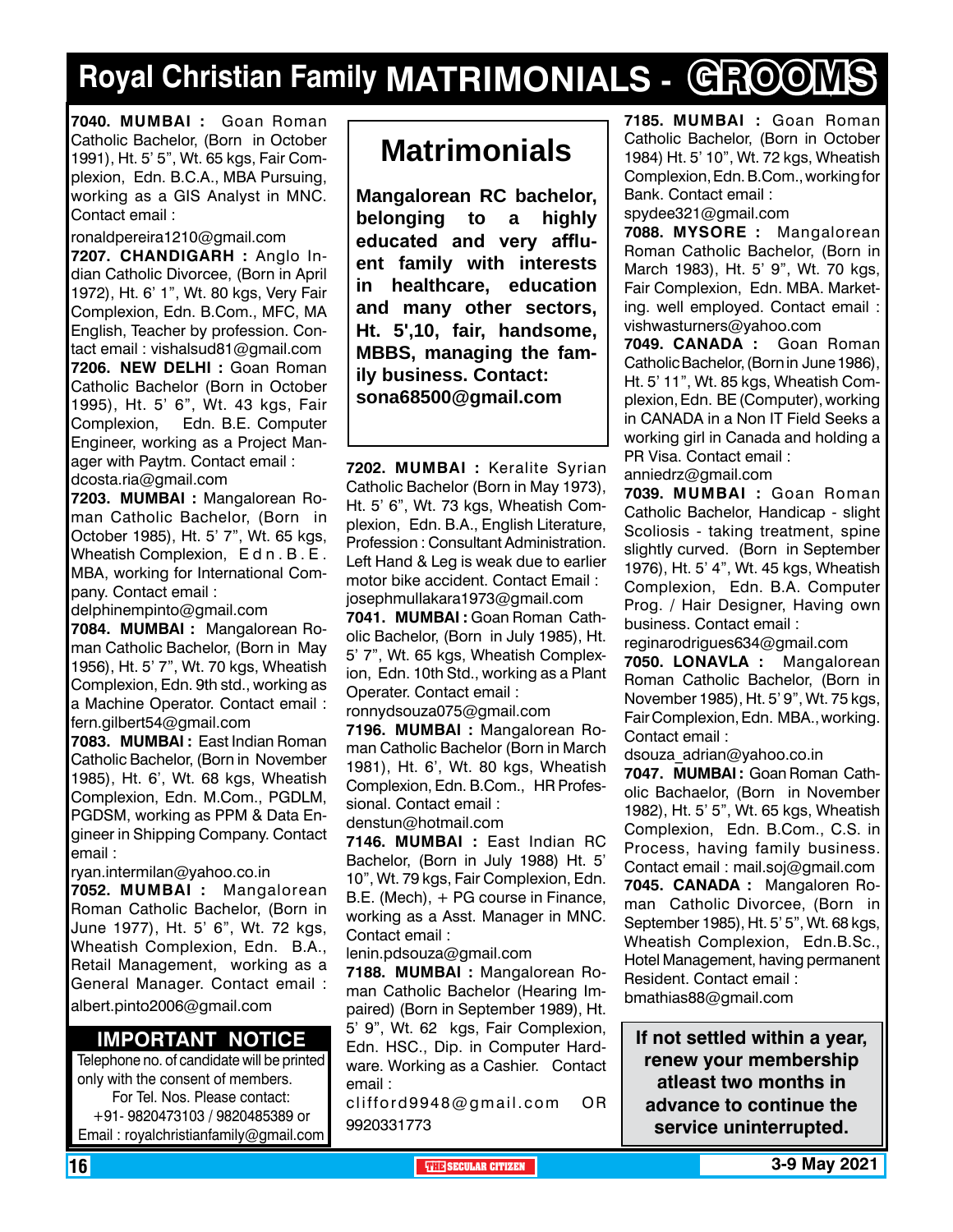# Royal Christian Family MATRIMONIALS - GROOMS

**7040. MUMBAI :** Goan Roman Catholic Bachelor, (Born in October 1991), Ht. 5' 5", Wt. 65 kgs, Fair Complexion, Edn. B.C.A., MBA Pursuing, working as a GIS Analyst in MNC. Contact email :
ronaldpereira1210@gmail.com

**7207. CHANDIGARH :** Anglo Indian Catholic Divorcee, (Born in April 1972), Ht. 6' 1", Wt. 80 kgs, Very Fair Complexion, Edn. B.Com., MFC, MA English, Teacher by profession. Contact email : vishalsud81@gmail.com

**7206. NEW DELHI :** Goan Roman Catholic Bachelor (Born in October 1995), Ht. 5' 6", Wt. 43 kgs, Fair Complexion, Edn. B.E. Computer Engineer, working as a Project Manager with Paytm. Contact email :
dcosta.ria@gmail.com

**7203. MUMBAI :** Mangalorean Roman Catholic Bachelor, (Born in October 1985), Ht. 5' 7", Wt. 65 kgs, Wheatish Complexion, Edn.B.E. MBA, working for International Company. Contact email :
delphinempinto@gmail.com

**7084. MUMBAI :** Mangalorean Roman Catholic Bachelor, (Born in May 1956), Ht. 5' 7", Wt. 70 kgs, Wheatish Complexion, Edn. 9th std., working as a Machine Operator. Contact email :
fern.gilbert54@gmail.com

**7083. MUMBAI :** East Indian Roman Catholic Bachelor, (Born in November 1985), Ht. 6', Wt. 68 kgs, Wheatish Complexion, Edn. M.Com., PGDLM, PGDSM, working as PPM & Data Engineer in Shipping Company. Contact email :
ryan.intermilan@yahoo.co.in

**7052. MUMBAI :** Mangalorean Roman Catholic Bachelor, (Born in June 1977), Ht. 5' 6", Wt. 72 kgs, Wheatish Complexion, Edn. B.A., Retail Management, working as a General Manager. Contact email :
albert.pinto2006@gmail.com

## IMPORTANT NOTICE

Telephone no. of candidate will be printed only with the consent of members.
For Tel. Nos. Please contact:
+91- 9820473103 / 9820485389 or
Email : royalchristianfamily@gmail.com

## Matrimonials

**Mangalorean RC bachelor, belonging to a highly educated and very affluent family with interests in healthcare, education and many other sectors, Ht. 5',10, fair, handsome, MBBS, managing the family business. Contact: sona68500@gmail.com**

**7202. MUMBAI :** Keralite Syrian Catholic Bachelor (Born in May 1973), Ht. 5' 6", Wt. 73 kgs, Wheatish Complexion, Edn. B.A., English Literature, Profession : Consultant Administration. Left Hand & Leg is weak due to earlier motor bike accident. Contact Email :
josephmullakara1973@gmail.com

**7041. MUMBAI :** Goan Roman Catholic Bachelor, (Born in July 1985), Ht. 5' 7", Wt. 65 kgs, Wheatish Complexion, Edn. 10th Std., working as a Plant Operater. Contact email :
ronnydsouza075@gmail.com

**7196. MUMBAI :** Mangalorean Roman Catholic Bachelor (Born in March 1981), Ht. 6', Wt. 80 kgs, Wheatish Complexion, Edn. B.Com., HR Professional. Contact email :
denstun@hotmail.com

**7146. MUMBAI :** East Indian RC Bachelor, (Born in July 1988) Ht. 5' 10", Wt. 79 kgs, Fair Complexion, Edn. B.E. (Mech), + PG course in Finance, working as a Asst. Manager in MNC. Contact email :
lenin.pdsouza@gmail.com

**7188. MUMBAI :** Mangalorean Roman Catholic Bachelor (Hearing Impaired) (Born in September 1989), Ht. 5' 9", Wt. 62 kgs, Fair Complexion, Edn. HSC., Dip. in Computer Hardware. Working as a Cashier. Contact email :
clifford9948@gmail.com OR 9920331773

**7185. MUMBAI :** Goan Roman Catholic Bachelor, (Born in October 1984) Ht. 5' 10", Wt. 72 kgs, Wheatish Complexion, Edn. B.Com., working for Bank. Contact email :
spydee321@gmail.com

**7088. MYSORE :** Mangalorean Roman Catholic Bachelor, (Born in March 1983), Ht. 5' 9", Wt. 70 kgs, Fair Complexion, Edn. MBA. Marketing. well employed. Contact email :
vishwasturners@yahoo.com

**7049. CANADA :** Goan Roman Catholic Bachelor, (Born in June 1986), Ht. 5' 11", Wt. 85 kgs, Wheatish Complexion, Edn. BE (Computer), working in CANADA in a Non IT Field Seeks a working girl in Canada and holding a PR Visa. Contact email :
anniedrz@gmail.com

**7039. MUMBAI :** Goan Roman Catholic Bachelor, Handicap - slight Scoliosis - taking treatment, spine slightly curved. (Born in September 1976), Ht. 5' 4", Wt. 45 kgs, Wheatish Complexion, Edn. B.A. Computer Prog. / Hair Designer, Having own business. Contact email :
reginarodrigues634@gmail.com

**7050. LONAVLA :** Mangalorean Roman Catholic Bachelor, (Born in November 1985), Ht. 5' 9", Wt. 75 kgs, Fair Complexion, Edn. MBA., working. Contact email :
dsouza_adrian@yahoo.co.in

**7047. MUMBAI :** Goan Roman Catholic Bachaelor, (Born in November 1982), Ht. 5' 5", Wt. 65 kgs, Wheatish Complexion, Edn. B.Com., C.S. in Process, having family business. Contact email : mail.soj@gmail.com

**7045. CANADA :** Mangaloren Roman Catholic Divorcee, (Born in September 1985), Ht. 5' 5", Wt. 68 kgs, Wheatish Complexion, Edn.B.Sc., Hotel Management, having permanent Resident. Contact email :
bmathias88@gmail.com

**If not settled within a year, renew your membership atleast two months in advance to continue the service uninterrupted.**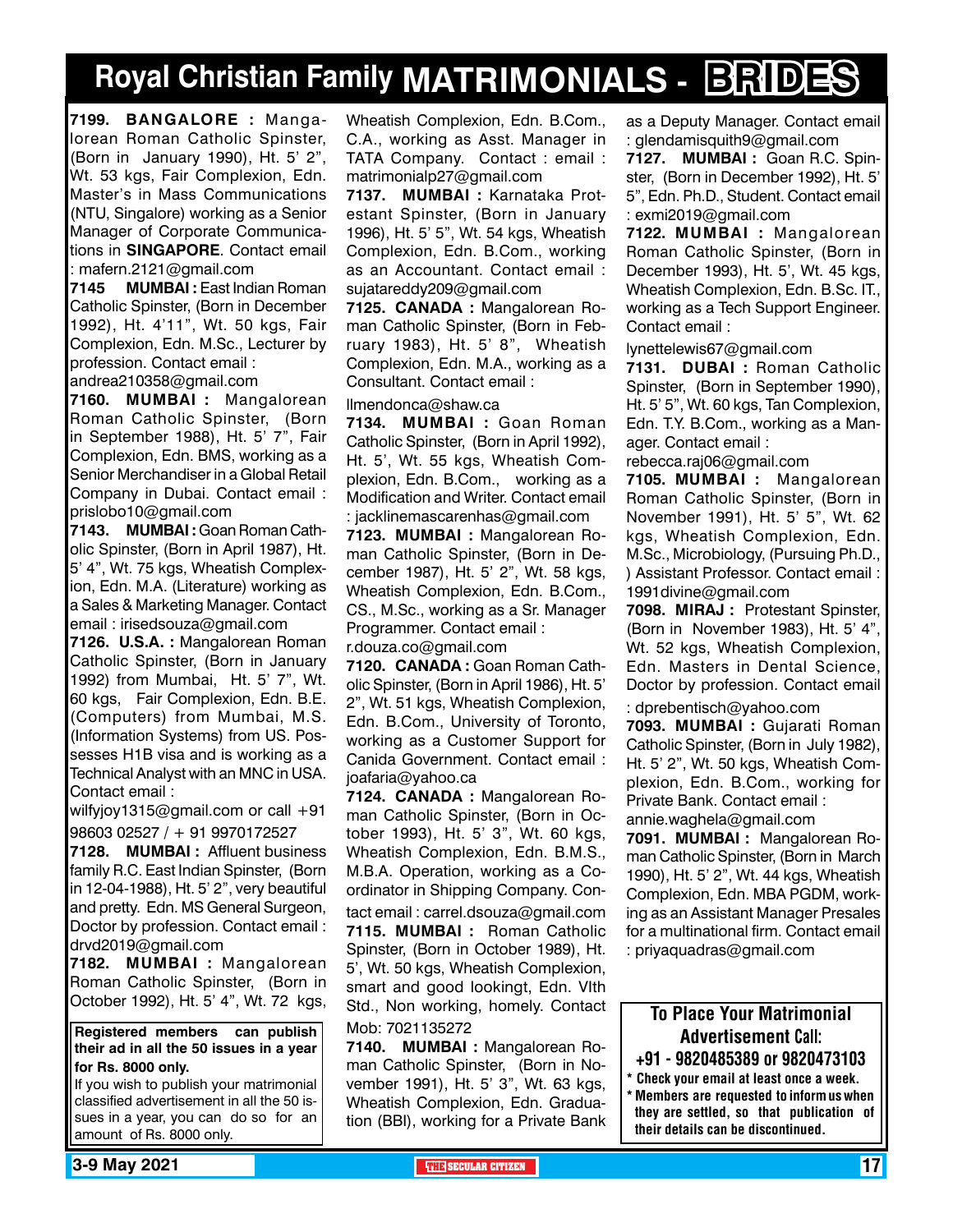# Royal Christian Family MATRIMONIALS - BRIDES

**7199. BANGALORE :** Mangalorean Roman Catholic Spinster, (Born in January 1990), Ht. 5' 2", Wt. 53 kgs, Fair Complexion, Edn. Master's in Mass Communications (NTU, Singalore) working as a Senior Manager of Corporate Communications in **SINGAPORE**. Contact email : mafern.2121@gmail.com

**7145 MUMBAI :** East Indian Roman Catholic Spinster, (Born in December 1992), Ht. 4'11", Wt. 50 kgs, Fair Complexion, Edn. M.Sc., Lecturer by profession. Contact email : andrea210358@gmail.com

**7160. MUMBAI :** Mangalorean Roman Catholic Spinster, (Born in September 1988), Ht. 5' 7", Fair Complexion, Edn. BMS, working as a Senior Merchandiser in a Global Retail Company in Dubai. Contact email : prislobo10@gmail.com

**7143. MUMBAI :** Goan Roman Catholic Spinster, (Born in April 1987), Ht. 5' 4", Wt. 75 kgs, Wheatish Complexion, Edn. M.A. (Literature) working as a Sales & Marketing Manager. Contact email : irisedsouza@gmail.com

**7126. U.S.A. :** Mangalorean Roman Catholic Spinster, (Born in January 1992) from Mumbai, Ht. 5' 7", Wt. 60 kgs, Fair Complexion, Edn. B.E. (Computers) from Mumbai, M.S. (Information Systems) from US. Possesses H1B visa and is working as a Technical Analyst with an MNC in USA. Contact email : wilfyjoy1315@gmail.com or call +91 98603 02527 / + 91 9970172527

**7128. MUMBAI :** Affluent business family R.C. East Indian Spinster, (Born in 12-04-1988), Ht. 5' 2", very beautiful and pretty. Edn. MS General Surgeon, Doctor by profession. Contact email : drvd2019@gmail.com

**7182. MUMBAI :** Mangalorean Roman Catholic Spinster, (Born in October 1992), Ht. 5' 4", Wt. 72 kgs, Wheatish Complexion, Edn. B.Com., C.A., working as Asst. Manager in TATA Company. Contact : email : matrimonialp27@gmail.com

**7137. MUMBAI :** Karnataka Protestant Spinster, (Born in January 1996), Ht. 5' 5", Wt. 54 kgs, Wheatish Complexion, Edn. B.Com., working as an Accountant. Contact email : sujatareddy209@gmail.com

**7125. CANADA :** Mangalorean Roman Catholic Spinster, (Born in February 1983), Ht. 5' 8", Wheatish Complexion, Edn. M.A., working as a Consultant. Contact email : llmendonca@shaw.ca

**7134. MUMBAI :** Goan Roman Catholic Spinster, (Born in April 1992), Ht. 5', Wt. 55 kgs, Wheatish Complexion, Edn. B.Com., working as a Modification and Writer. Contact email : jacklinemascarenhas@gmail.com

**7123. MUMBAI :** Mangalorean Roman Catholic Spinster, (Born in December 1987), Ht. 5' 2", Wt. 58 kgs, Wheatish Complexion, Edn. B.Com., CS., M.Sc., working as a Sr. Manager Programmer. Contact email : r.douza.co@gmail.com

**7120. CANADA :** Goan Roman Catholic Spinster, (Born in April 1986), Ht. 5' 2", Wt. 51 kgs, Wheatish Complexion, Edn. B.Com., University of Toronto, working as a Customer Support for Canida Government. Contact email : joafaria@yahoo.ca

**7124. CANADA :** Mangalorean Roman Catholic Spinster, (Born in October 1993), Ht. 5' 3", Wt. 60 kgs, Wheatish Complexion, Edn. B.M.S., M.B.A. Operation, working as a Coordinator in Shipping Company. Contact email : carrel.dsouza@gmail.com

**7115. MUMBAI :** Roman Catholic Spinster, (Born in October 1989), Ht. 5', Wt. 50 kgs, Wheatish Complexion, smart and good lookingt, Edn. VIth Std., Non working, homely. Contact Mob: 7021135272

**7140. MUMBAI :** Mangalorean Roman Catholic Spinster, (Born in November 1991), Ht. 5' 3", Wt. 63 kgs, Wheatish Complexion, Edn. Graduation (BBI), working for a Private Bank as a Deputy Manager. Contact email : glendamisquith9@gmail.com

**7127. MUMBAI :** Goan R.C. Spinster, (Born in December 1992), Ht. 5' 5", Edn. Ph.D., Student. Contact email : exmi2019@gmail.com

**7122. MUMBAI :** Mangalorean Roman Catholic Spinster, (Born in December 1993), Ht. 5', Wt. 45 kgs, Wheatish Complexion, Edn. B.Sc. IT., working as a Tech Support Engineer. Contact email : lynettelewis67@gmail.com

**7131. DUBAI :** Roman Catholic Spinster, (Born in September 1990), Ht. 5' 5", Wt. 60 kgs, Tan Complexion, Edn. T.Y. B.Com., working as a Manager. Contact email : rebecca.raj06@gmail.com

**7105. MUMBAI :** Mangalorean Roman Catholic Spinster, (Born in November 1991), Ht. 5' 5", Wt. 62 kgs, Wheatish Complexion, Edn. M.Sc., Microbiology, (Pursuing Ph.D., ) Assistant Professor. Contact email : 1991divine@gmail.com

**7098. MIRAJ :** Protestant Spinster, (Born in November 1983), Ht. 5' 4", Wt. 52 kgs, Wheatish Complexion, Edn. Masters in Dental Science, Doctor by profession. Contact email : dprebentisch@yahoo.com

**7093. MUMBAI :** Gujarati Roman Catholic Spinster, (Born in July 1982), Ht. 5' 2", Wt. 50 kgs, Wheatish Complexion, Edn. B.Com., working for Private Bank. Contact email : annie.waghela@gmail.com

**7091. MUMBAI :** Mangalorean Roman Catholic Spinster, (Born in March 1990), Ht. 5' 2", Wt. 44 kgs, Wheatish Complexion, Edn. MBA PGDM, working as an Assistant Manager Presales for a multinational firm. Contact email : priyaquadras@gmail.com

**Registered members can publish their ad in all the 50 issues in a year for Rs. 8000 only.**

If you wish to publish your matrimonial classified advertisement in all the 50 issues in a year, you can do so for an amount of Rs. 8000 only.

**To Place Your Matrimonial Advertisement Call: +91 - 9820485389 or 9820473103**

- **Check your email at least once a week.**
- **Members are requested to inform us when they are settled, so that publication of their details can be discontinued.**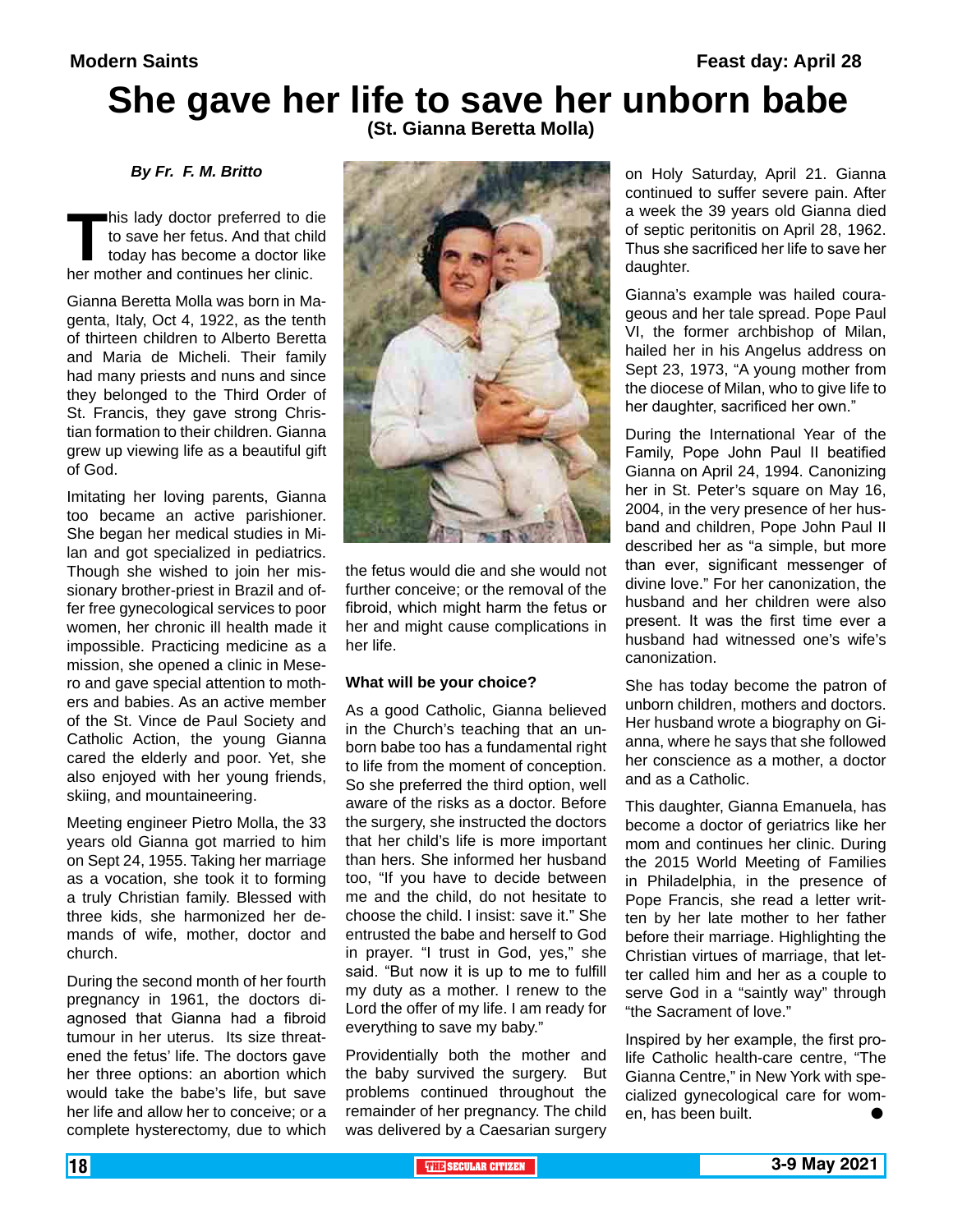Modern Saints

Feast day: April 28

# She gave her life to save her unborn babe

**(St. Gianna Beretta Molla)**

***By Fr. F. M. Britto***

This lady doctor preferred to die to save her fetus. And that child today has become a doctor like her mother and continues her clinic.

Gianna Beretta Molla was born in Magenta, Italy, Oct 4, 1922, as the tenth of thirteen children to Alberto Beretta and Maria de Micheli. Their family had many priests and nuns and since they belonged to the Third Order of St. Francis, they gave strong Christian formation to their children. Gianna grew up viewing life as a beautiful gift of God.

Imitating her loving parents, Gianna too became an active parishioner. She began her medical studies in Milan and got specialized in pediatrics. Though she wished to join her missionary brother-priest in Brazil and offer free gynecological services to poor women, her chronic ill health made it impossible. Practicing medicine as a mission, she opened a clinic in Mesero and gave special attention to mothers and babies. As an active member of the St. Vince de Paul Society and Catholic Action, the young Gianna cared the elderly and poor. Yet, she also enjoyed with her young friends, skiing, and mountaineering.

Meeting engineer Pietro Molla, the 33 years old Gianna got married to him on Sept 24, 1955. Taking her marriage as a vocation, she took it to forming a truly Christian family. Blessed with three kids, she harmonized her demands of wife, mother, doctor and church.

During the second month of her fourth pregnancy in 1961, the doctors diagnosed that Gianna had a fibroid tumour in her uterus. Its size threatened the fetus' life. The doctors gave her three options: an abortion which would take the babe's life, but save her life and allow her to conceive; or a complete hysterectomy, due to which the fetus would die and she would not further conceive; or the removal of the fibroid, which might harm the fetus or her and might cause complications in her life.

### What will be your choice?

As a good Catholic, Gianna believed in the Church's teaching that an unborn babe too has a fundamental right to life from the moment of conception. So she preferred the third option, well aware of the risks as a doctor. Before the surgery, she instructed the doctors that her child's life is more important than hers. She informed her husband too, "If you have to decide between me and the child, do not hesitate to choose the child. I insist: save it." She entrusted the babe and herself to God in prayer. "I trust in God, yes," she said. "But now it is up to me to fulfill my duty as a mother. I renew to the Lord the offer of my life. I am ready for everything to save my baby."

Providentially both the mother and the baby survived the surgery. But problems continued throughout the remainder of her pregnancy. The child was delivered by a Caesarian surgery on Holy Saturday, April 21. Gianna continued to suffer severe pain. After a week the 39 years old Gianna died of septic peritonitis on April 28, 1962. Thus she sacrificed her life to save her daughter.

Gianna's example was hailed courageous and her tale spread. Pope Paul VI, the former archbishop of Milan, hailed her in his Angelus address on Sept 23, 1973, "A young mother from the diocese of Milan, who to give life to her daughter, sacrificed her own."

During the International Year of the Family, Pope John Paul II beatified Gianna on April 24, 1994. Canonizing her in St. Peter's square on May 16, 2004, in the very presence of her husband and children, Pope John Paul II described her as "a simple, but more than ever, significant messenger of divine love." For her canonization, the husband and her children were also present. It was the first time ever a husband had witnessed one's wife's canonization.

She has today become the patron of unborn children, mothers and doctors. Her husband wrote a biography on Gianna, where he says that she followed her conscience as a mother, a doctor and as a Catholic.

This daughter, Gianna Emanuela, has become a doctor of geriatrics like her mom and continues her clinic. During the 2015 World Meeting of Families in Philadelphia, in the presence of Pope Francis, she read a letter written by her late mother to her father before their marriage. Highlighting the Christian virtues of marriage, that letter called him and her as a couple to serve God in a "saintly way" through "the Sacrament of love."

Inspired by her example, the first pro-life Catholic health-care centre, "The Gianna Centre," in New York with specialized gynecological care for women, has been built. ●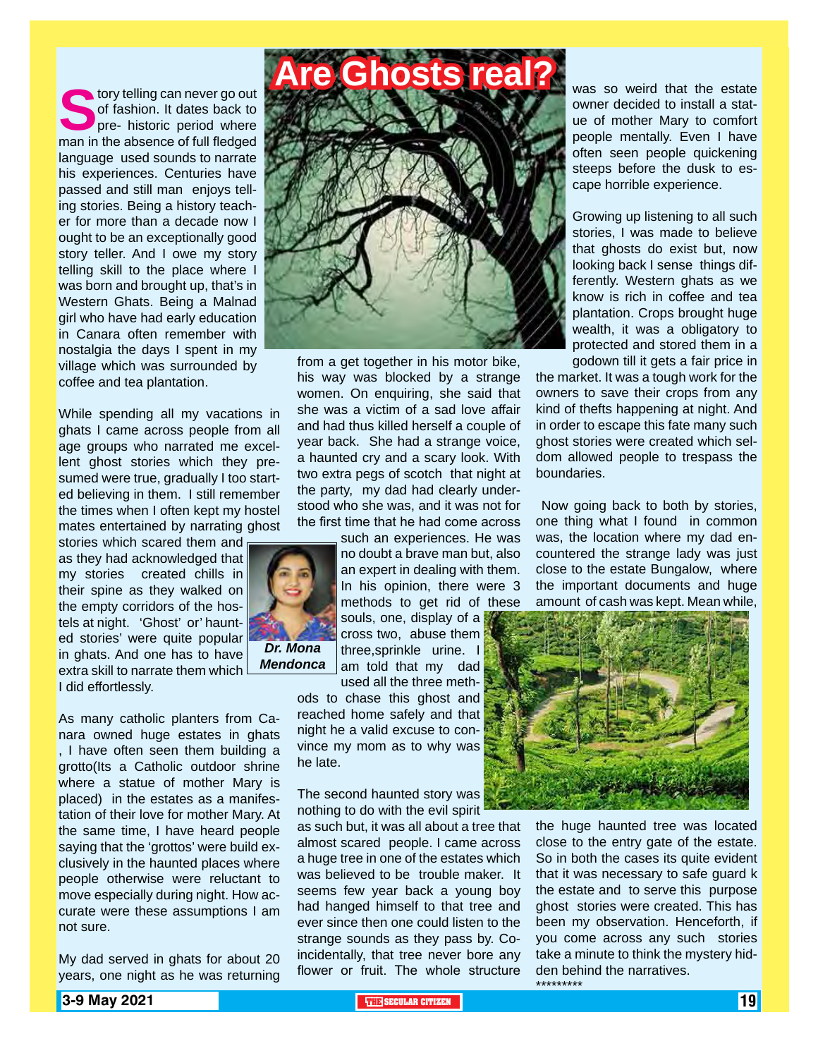# Are Ghosts real?

Story telling can never go out of fashion. It dates back to pre- historic period where man in the absence of full fledged language used sounds to narrate his experiences. Centuries have passed and still man enjoys telling stories. Being a history teacher for more than a decade now I ought to be an exceptionally good story teller. And I owe my story telling skill to the place where I was born and brought up, that's in Western Ghats. Being a Malnad girl who have had early education in Canara often remember with nostalgia the days I spent in my village which was surrounded by coffee and tea plantation.

While spending all my vacations in ghats I came across people from all age groups who narrated me excellent ghost stories which they presumed were true, gradually I too started believing in them. I still remember the times when I often kept my hostel mates entertained by narrating ghost stories which scared them and as they had acknowledged that my stories created chills in their spine as they walked on the empty corridors of the hostels at night. 'Ghost' or' haunted stories' were quite popular in ghats. And one has to have extra skill to narrate them which I did effortlessly.

**Dr. Mona Mendonca**

As many catholic planters from Canara owned huge estates in ghats , I have often seen them building a grotto(Its a Catholic outdoor shrine where a statue of mother Mary is placed) in the estates as a manifestation of their love for mother Mary. At the same time, I have heard people saying that the 'grottos' were build exclusively in the haunted places where people otherwise were reluctant to move especially during night. How accurate were these assumptions I am not sure.

My dad served in ghats for about 20 years, one night as he was returning from a get together in his motor bike, his way was blocked by a strange women. On enquiring, she said that she was a victim of a sad love affair and had thus killed herself a couple of year back. She had a strange voice, a haunted cry and a scary look. With two extra pegs of scotch that night at the party, my dad had clearly understood who she was, and it was not for the first time that he had come across such an experiences. He was no doubt a brave man but, also an expert in dealing with them. In his opinion, there were 3 methods to get rid of these souls, one, display of a cross two, abuse them three,sprinkle urine. I am told that my dad used all the three methods to chase this ghost and reached home safely and that night he a valid excuse to convince my mom as to why was he late.

The second haunted story was nothing to do with the evil spirit as such but, it was all about a tree that almost scared people. I came across a huge tree in one of the estates which was believed to be trouble maker. It seems few year back a young boy had hanged himself to that tree and ever since then one could listen to the strange sounds as they pass by. Coincidentally, that tree never bore any flower or fruit. The whole structure was so weird that the estate owner decided to install a statue of mother Mary to comfort people mentally. Even I have often seen people quickening steeps before the dusk to escape horrible experience.

Growing up listening to all such stories, I was made to believe that ghosts do exist but, now looking back I sense things differently. Western ghats as we know is rich in coffee and tea plantation. Crops brought huge wealth, it was a obligatory to protected and stored them in a godown till it gets a fair price in the market. It was a tough work for the owners to save their crops from any kind of thefts happening at night. And in order to escape this fate many such ghost stories were created which seldom allowed people to trespass the boundaries.

Now going back to both by stories, one thing what I found in common was, the location where my dad encountered the strange lady was just close to the estate Bungalow, where the important documents and huge amount of cash was kept. Mean while, the huge haunted tree was located close to the entry gate of the estate. So in both the cases its quite evident that it was necessary to safe guard k the estate and to serve this purpose ghost stories were created. This has been my observation. Henceforth, if you come across any such stories take a minute to think the mystery hidden behind the narratives.

*********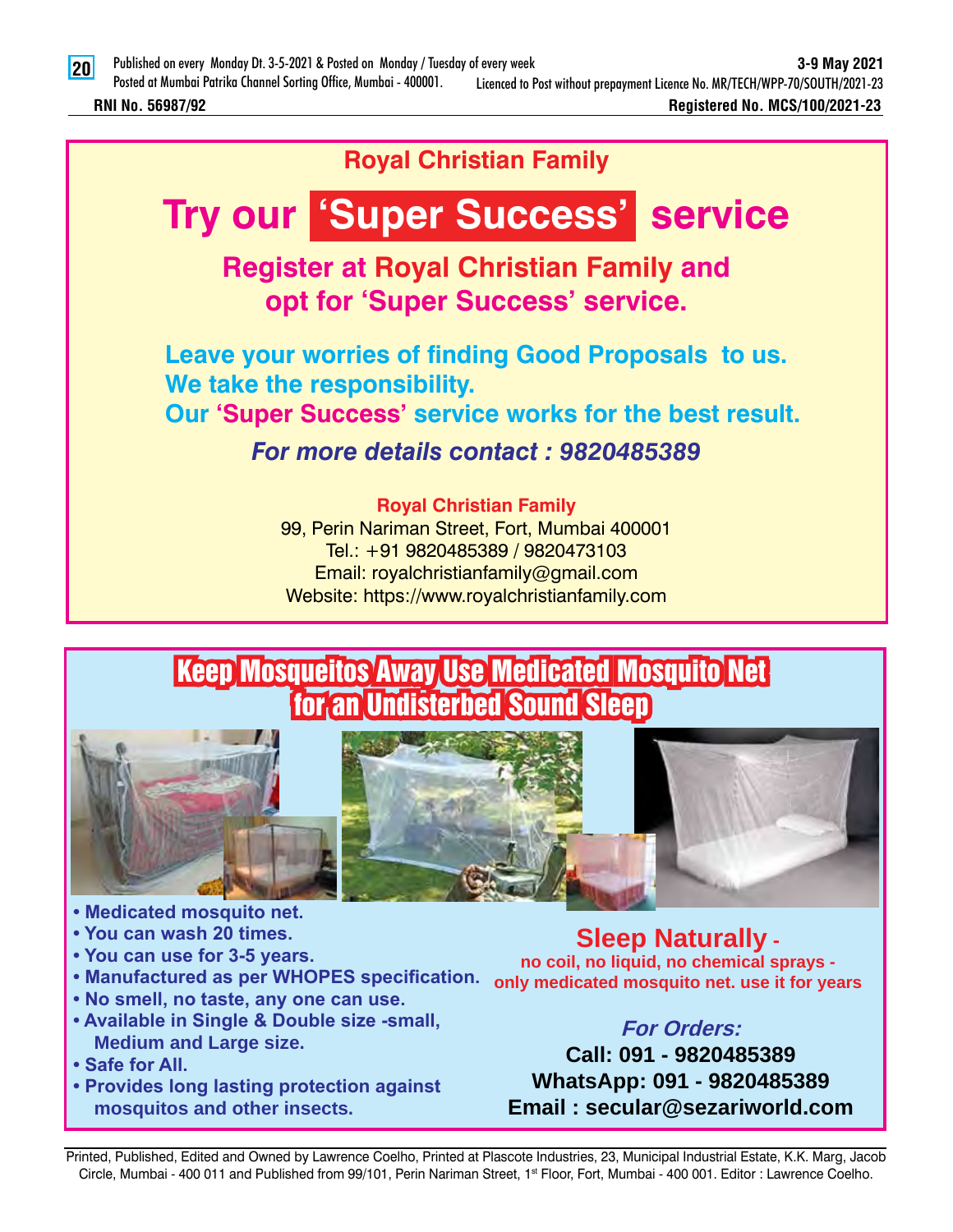## Royal Christian Family

# Try our 'Super Success' service

**Register at Royal Christian Family and opt for 'Super Success' service.**

**Leave your worries of finding Good Proposals to us.**
**We take the responsibility.**
**Our 'Super Success' service works for the best result.**

***For more details contact : 9820485389***

**Royal Christian Family**
99, Perin Nariman Street, Fort, Mumbai 400001
Tel.: +91 9820485389 / 9820473103
Email: royalchristianfamily@gmail.com
Website: https://www.royalchristianfamily.com

## Keep Mosqueitos Away Use Medicated Mosquito Net for an Undisterbed Sound Sleep

- **Medicated mosquito net.**
- **You can wash 20 times.**
- **You can use for 3-5 years.**
- **Manufactured as per WHOPES specification.**
- **No smell, no taste, any one can use.**
- **Available in Single & Double size -small, Medium and Large size.**
- **Safe for All.**
- **Provides long lasting protection against mosquitos and other insects.**

**Sleep Naturally -**
**no coil, no liquid, no chemical sprays - only medicated mosquito net. use it for years**

***For Orders:***
**Call: 091 - 9820485389**
**WhatsApp: 091 - 9820485389**
**Email : secular@sezariworld.com**

Printed, Published, Edited and Owned by Lawrence Coelho, Printed at Plascote Industries, 23, Municipal Industrial Estate, K.K. Marg, Jacob Circle, Mumbai - 400 011 and Published from 99/101, Perin Nariman Street, 1st Floor, Fort, Mumbai - 400 001. Editor : Lawrence Coelho.